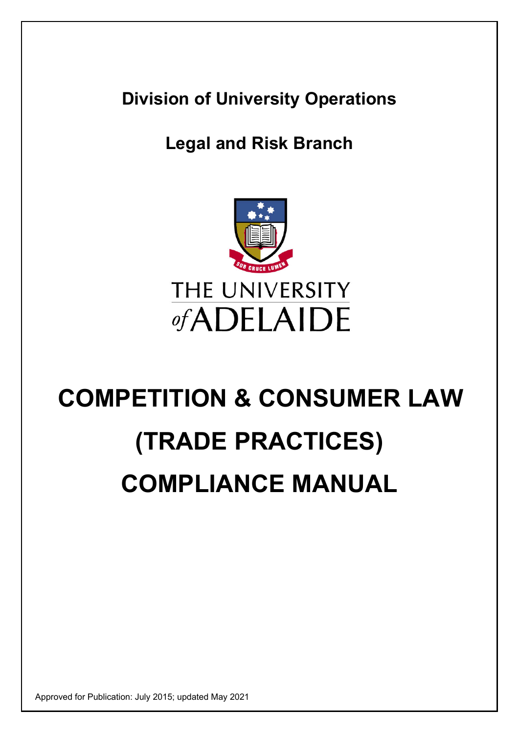**Division of University Operations**

**Legal and Risk Branch**

THE UNIVERSITY *of* ADELAIDE

# COMPETITION & CONSUMER LAW (TRADE PRACTICES) COMPLIANCE MANUAL

Approved for Publication: July 2015; updated May 2021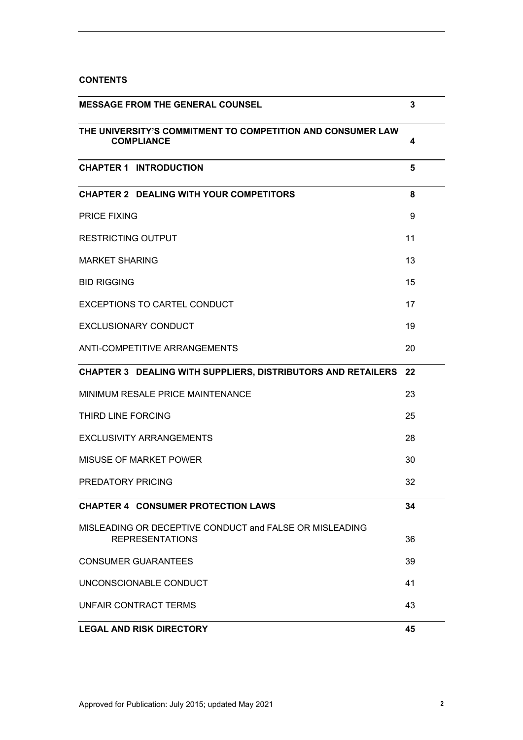**CONTENTS**

| | |
|---|---|
| **MESSAGE FROM THE GENERAL COUNSEL** | **3** |
| **THE UNIVERSITY'S COMMITMENT TO COMPETITION AND CONSUMER LAW COMPLIANCE** | **4** |
| **CHAPTER 1 INTRODUCTION** | **5** |
| **CHAPTER 2 DEALING WITH YOUR COMPETITORS** | **8** |
| PRICE FIXING | 9 |
| RESTRICTING OUTPUT | 11 |
| MARKET SHARING | 13 |
| BID RIGGING | 15 |
| EXCEPTIONS TO CARTEL CONDUCT | 17 |
| EXCLUSIONARY CONDUCT | 19 |
| ANTI-COMPETITIVE ARRANGEMENTS | 20 |
| **CHAPTER 3 DEALING WITH SUPPLIERS, DISTRIBUTORS AND RETAILERS** | **22** |
| MINIMUM RESALE PRICE MAINTENANCE | 23 |
| THIRD LINE FORCING | 25 |
| EXCLUSIVITY ARRANGEMENTS | 28 |
| MISUSE OF MARKET POWER | 30 |
| PREDATORY PRICING | 32 |
| **CHAPTER 4 CONSUMER PROTECTION LAWS** | **34** |
| MISLEADING OR DECEPTIVE CONDUCT and FALSE OR MISLEADING REPRESENTATIONS | 36 |
| CONSUMER GUARANTEES | 39 |
| UNCONSCIONABLE CONDUCT | 41 |
| UNFAIR CONTRACT TERMS | 43 |
| **LEGAL AND RISK DIRECTORY** | **45** |

Approved for Publication: July 2015; updated May 2021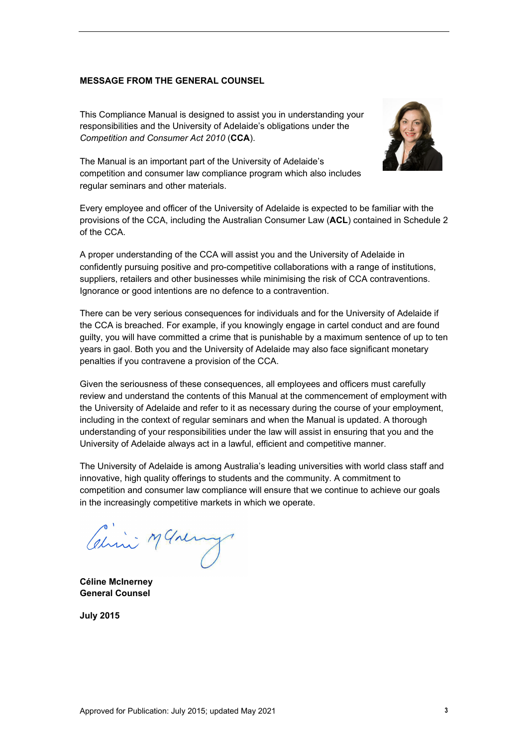## MESSAGE FROM THE GENERAL COUNSEL

This Compliance Manual is designed to assist you in understanding your responsibilities and the University of Adelaide's obligations under the *Competition and Consumer Act 2010* (**CCA**).

The Manual is an important part of the University of Adelaide's competition and consumer law compliance program which also includes regular seminars and other materials.

Every employee and officer of the University of Adelaide is expected to be familiar with the provisions of the CCA, including the Australian Consumer Law (**ACL**) contained in Schedule 2 of the CCA.

A proper understanding of the CCA will assist you and the University of Adelaide in confidently pursuing positive and pro-competitive collaborations with a range of institutions, suppliers, retailers and other businesses while minimising the risk of CCA contraventions. Ignorance or good intentions are no defence to a contravention.

There can be very serious consequences for individuals and for the University of Adelaide if the CCA is breached. For example, if you knowingly engage in cartel conduct and are found guilty, you will have committed a crime that is punishable by a maximum sentence of up to ten years in gaol. Both you and the University of Adelaide may also face significant monetary penalties if you contravene a provision of the CCA.

Given the seriousness of these consequences, all employees and officers must carefully review and understand the contents of this Manual at the commencement of employment with the University of Adelaide and refer to it as necessary during the course of your employment, including in the context of regular seminars and when the Manual is updated. A thorough understanding of your responsibilities under the law will assist in ensuring that you and the University of Adelaide always act in a lawful, efficient and competitive manner.

The University of Adelaide is among Australia's leading universities with world class staff and innovative, high quality offerings to students and the community. A commitment to competition and consumer law compliance will ensure that we continue to achieve our goals in the increasingly competitive markets in which we operate.

**Céline McInerney**
**General Counsel**

**July 2015**

Approved for Publication: July 2015; updated May 2021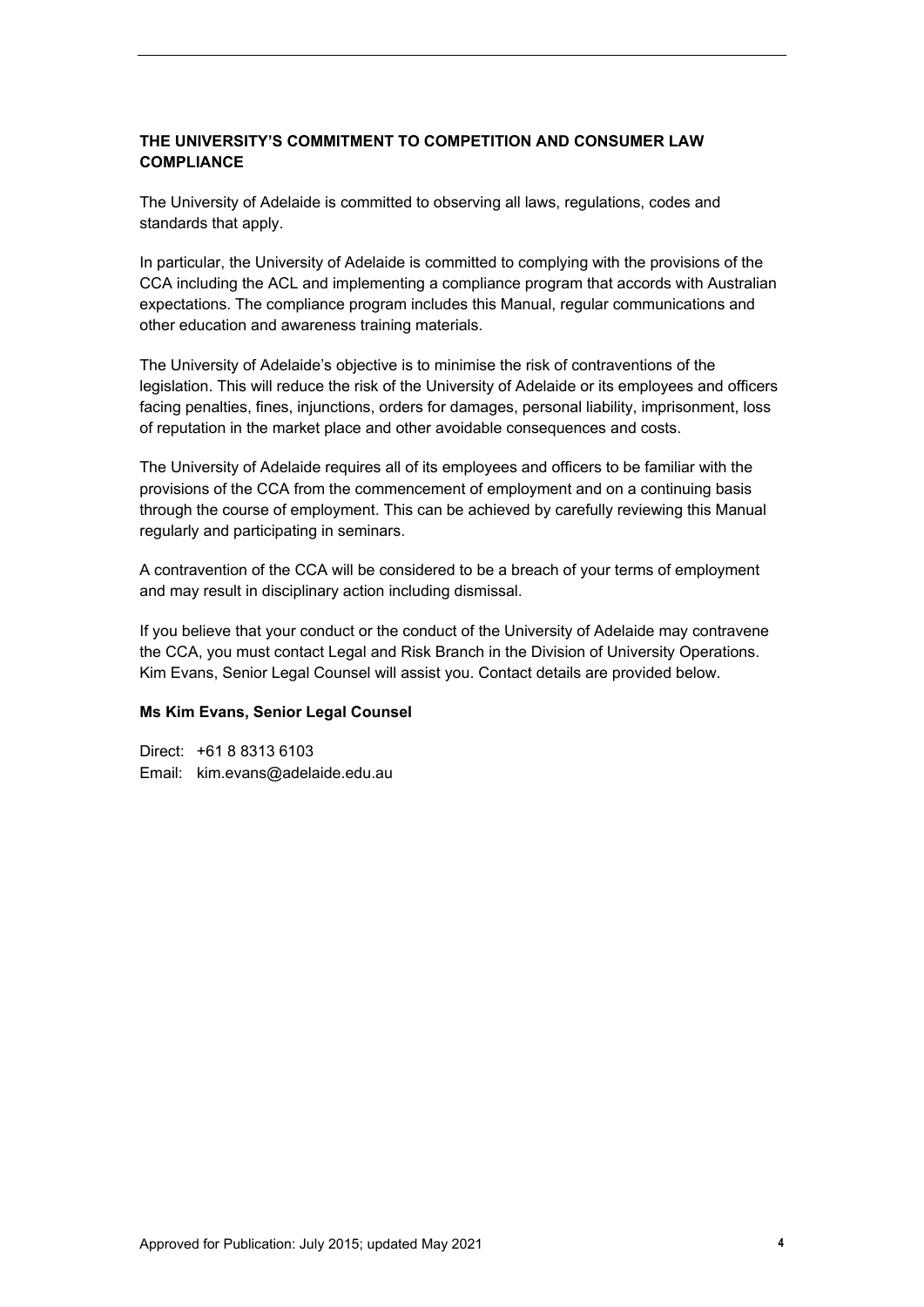## THE UNIVERSITY'S COMMITMENT TO COMPETITION AND CONSUMER LAW COMPLIANCE

The University of Adelaide is committed to observing all laws, regulations, codes and standards that apply.

In particular, the University of Adelaide is committed to complying with the provisions of the CCA including the ACL and implementing a compliance program that accords with Australian expectations. The compliance program includes this Manual, regular communications and other education and awareness training materials.

The University of Adelaide's objective is to minimise the risk of contraventions of the legislation. This will reduce the risk of the University of Adelaide or its employees and officers facing penalties, fines, injunctions, orders for damages, personal liability, imprisonment, loss of reputation in the market place and other avoidable consequences and costs.

The University of Adelaide requires all of its employees and officers to be familiar with the provisions of the CCA from the commencement of employment and on a continuing basis through the course of employment. This can be achieved by carefully reviewing this Manual regularly and participating in seminars.

A contravention of the CCA will be considered to be a breach of your terms of employment and may result in disciplinary action including dismissal.

If you believe that your conduct or the conduct of the University of Adelaide may contravene the CCA, you must contact Legal and Risk Branch in the Division of University Operations. Kim Evans, Senior Legal Counsel will assist you. Contact details are provided below.

**Ms Kim Evans, Senior Legal Counsel**

Direct: +61 8 8313 6103
Email: kim.evans@adelaide.edu.au

Approved for Publication: July 2015; updated May 2021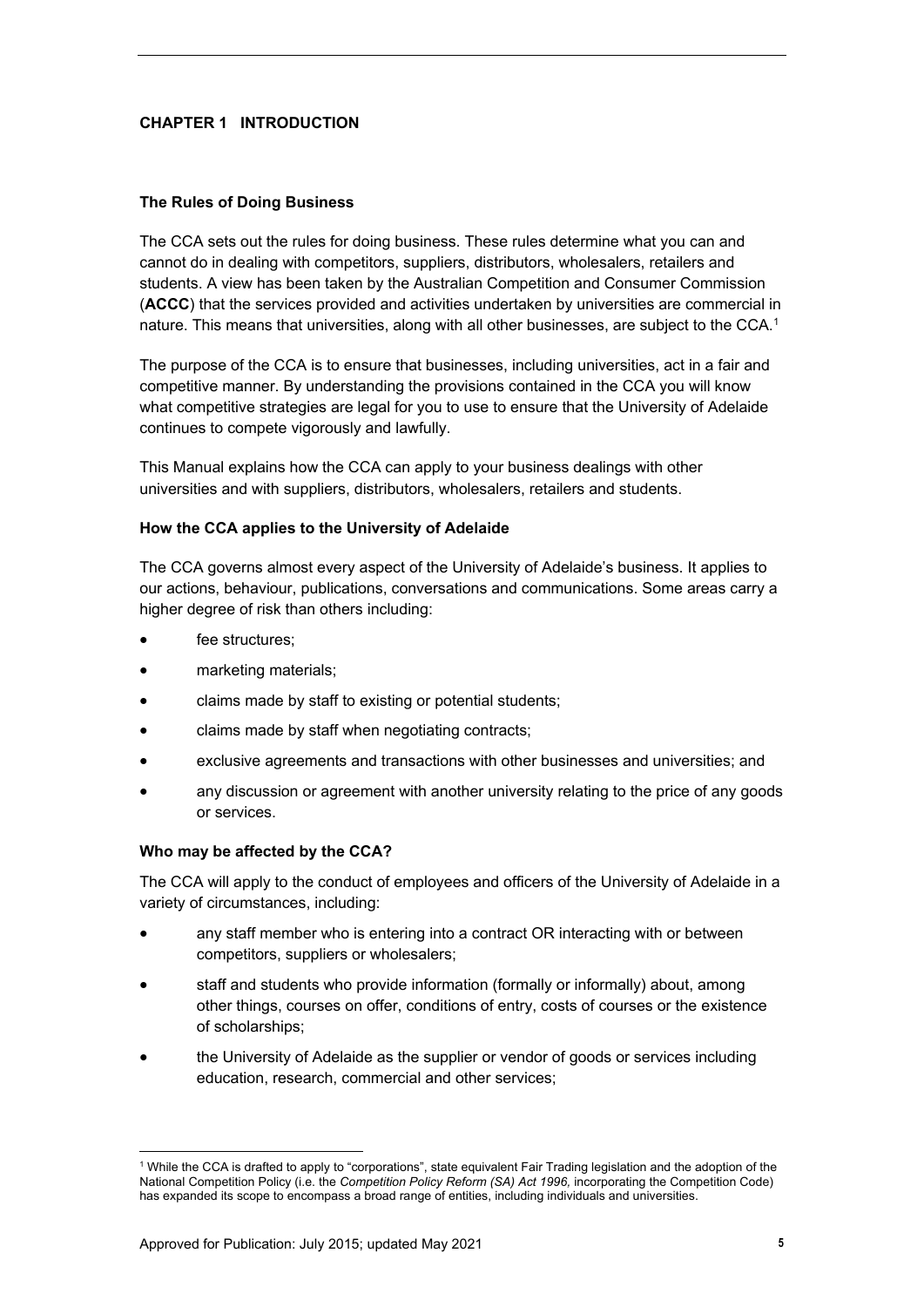# CHAPTER 1 INTRODUCTION

## The Rules of Doing Business

The CCA sets out the rules for doing business. These rules determine what you can and cannot do in dealing with competitors, suppliers, distributors, wholesalers, retailers and students. A view has been taken by the Australian Competition and Consumer Commission (**ACCC**) that the services provided and activities undertaken by universities are commercial in nature. This means that universities, along with all other businesses, are subject to the CCA.[1]

The purpose of the CCA is to ensure that businesses, including universities, act in a fair and competitive manner. By understanding the provisions contained in the CCA you will know what competitive strategies are legal for you to use to ensure that the University of Adelaide continues to compete vigorously and lawfully.

This Manual explains how the CCA can apply to your business dealings with other universities and with suppliers, distributors, wholesalers, retailers and students.

## How the CCA applies to the University of Adelaide

The CCA governs almost every aspect of the University of Adelaide's business. It applies to our actions, behaviour, publications, conversations and communications. Some areas carry a higher degree of risk than others including:

- fee structures;
- marketing materials;
- claims made by staff to existing or potential students;
- claims made by staff when negotiating contracts;
- exclusive agreements and transactions with other businesses and universities; and
- any discussion or agreement with another university relating to the price of any goods or services.

## Who may be affected by the CCA?

The CCA will apply to the conduct of employees and officers of the University of Adelaide in a variety of circumstances, including:

- any staff member who is entering into a contract OR interacting with or between competitors, suppliers or wholesalers;
- staff and students who provide information (formally or informally) about, among other things, courses on offer, conditions of entry, costs of courses or the existence of scholarships;
- the University of Adelaide as the supplier or vendor of goods or services including education, research, commercial and other services;

---

[1] While the CCA is drafted to apply to "corporations", state equivalent Fair Trading legislation and the adoption of the National Competition Policy (i.e. the *Competition Policy Reform (SA) Act 1996,* incorporating the Competition Code) has expanded its scope to encompass a broad range of entities, including individuals and universities.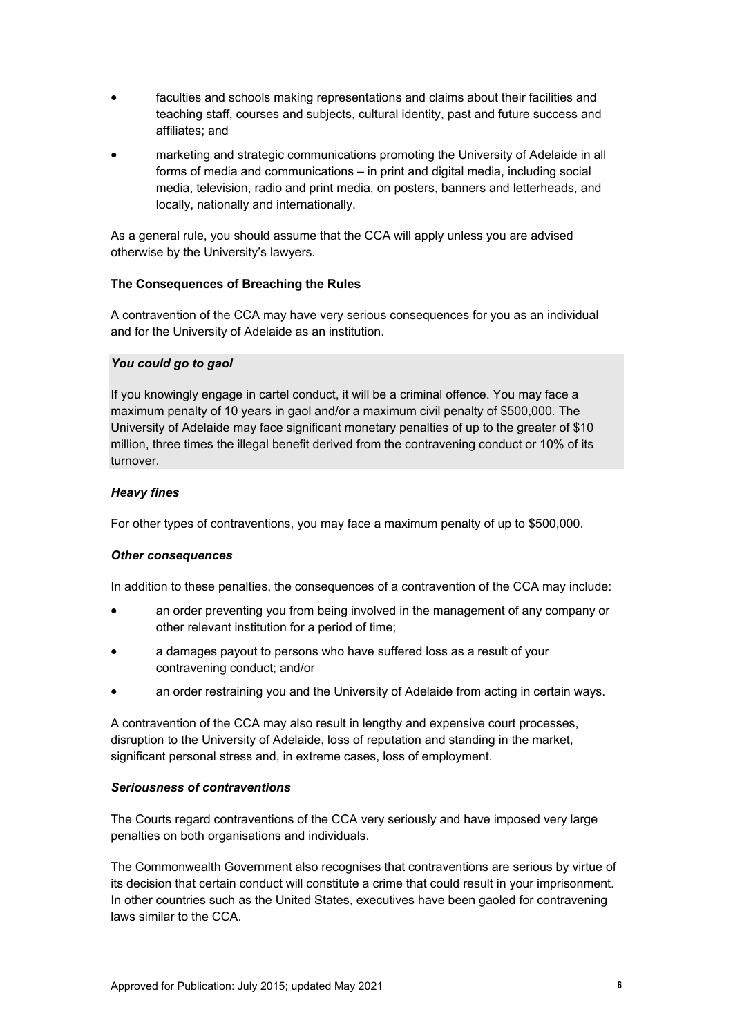- faculties and schools making representations and claims about their facilities and teaching staff, courses and subjects, cultural identity, past and future success and affiliates; and
- marketing and strategic communications promoting the University of Adelaide in all forms of media and communications – in print and digital media, including social media, television, radio and print media, on posters, banners and letterheads, and locally, nationally and internationally.

As a general rule, you should assume that the CCA will apply unless you are advised otherwise by the University's lawyers.

**The Consequences of Breaching the Rules**

A contravention of the CCA may have very serious consequences for you as an individual and for the University of Adelaide as an institution.

***You could go to gaol***

If you knowingly engage in cartel conduct, it will be a criminal offence. You may face a maximum penalty of 10 years in gaol and/or a maximum civil penalty of $500,000. The University of Adelaide may face significant monetary penalties of up to the greater of $10 million, three times the illegal benefit derived from the contravening conduct or 10% of its turnover.

***Heavy fines***

For other types of contraventions, you may face a maximum penalty of up to $500,000.

***Other consequences***

In addition to these penalties, the consequences of a contravention of the CCA may include:

- an order preventing you from being involved in the management of any company or other relevant institution for a period of time;
- a damages payout to persons who have suffered loss as a result of your contravening conduct; and/or
- an order restraining you and the University of Adelaide from acting in certain ways.

A contravention of the CCA may also result in lengthy and expensive court processes, disruption to the University of Adelaide, loss of reputation and standing in the market, significant personal stress and, in extreme cases, loss of employment.

***Seriousness of contraventions***

The Courts regard contraventions of the CCA very seriously and have imposed very large penalties on both organisations and individuals.

The Commonwealth Government also recognises that contraventions are serious by virtue of its decision that certain conduct will constitute a crime that could result in your imprisonment. In other countries such as the United States, executives have been gaoled for contravening laws similar to the CCA.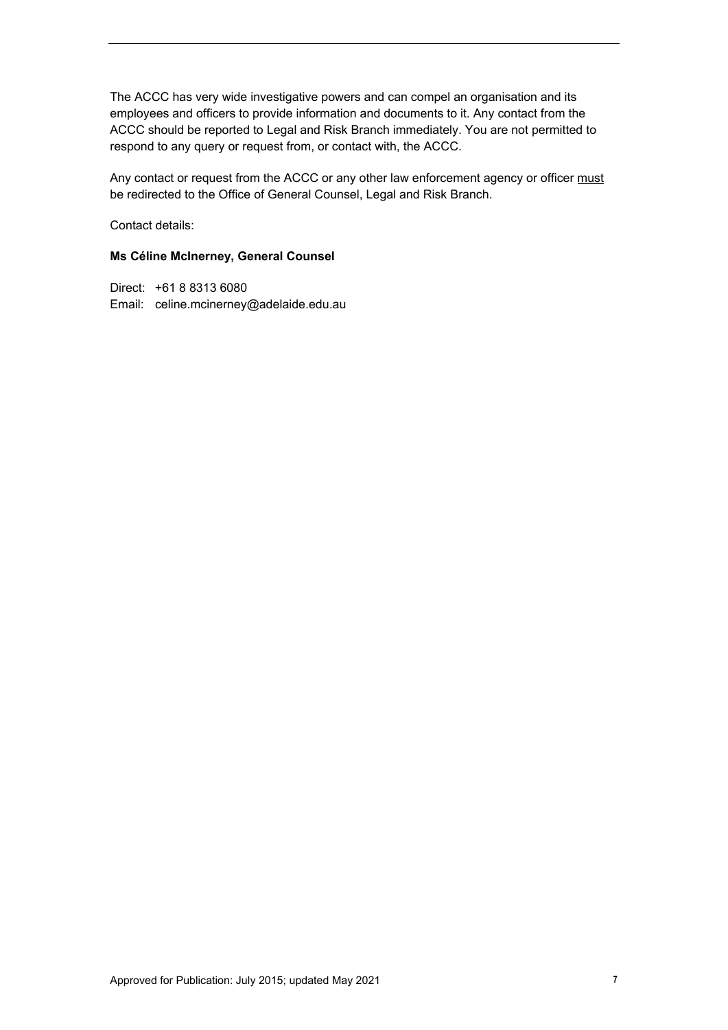The ACCC has very wide investigative powers and can compel an organisation and its employees and officers to provide information and documents to it. Any contact from the ACCC should be reported to Legal and Risk Branch immediately. You are not permitted to respond to any query or request from, or contact with, the ACCC.

Any contact or request from the ACCC or any other law enforcement agency or officer must be redirected to the Office of General Counsel, Legal and Risk Branch.

Contact details:

**Ms Céline McInerney, General Counsel**

Direct: +61 8 8313 6080
Email: celine.mcinerney@adelaide.edu.au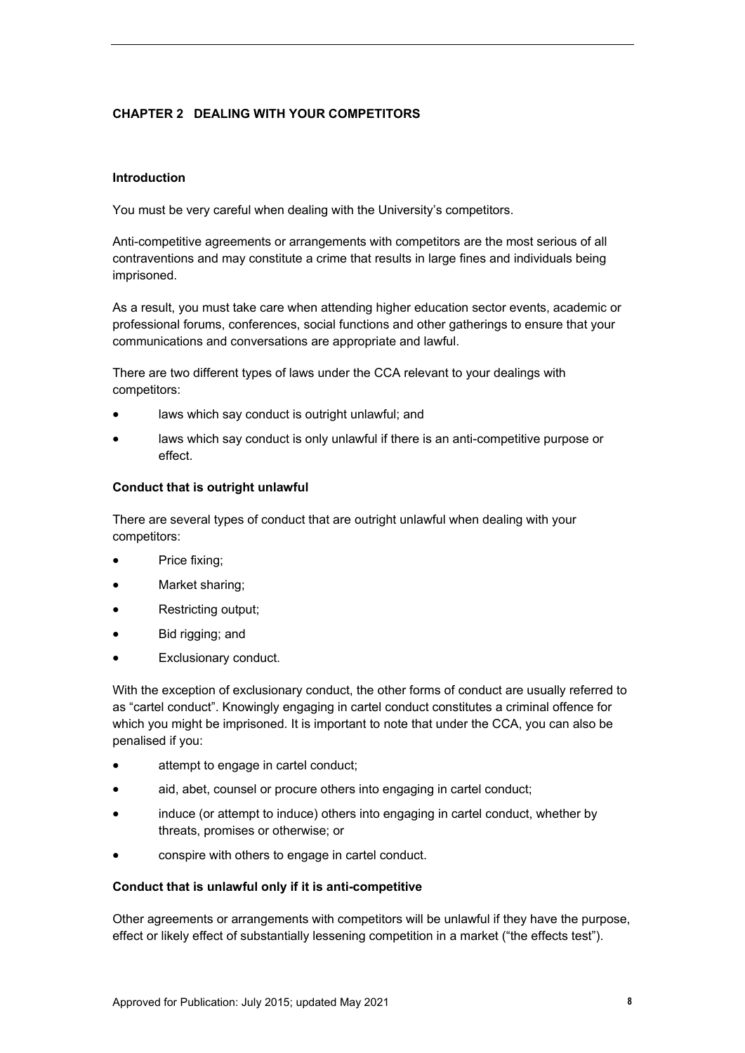## CHAPTER 2 DEALING WITH YOUR COMPETITORS

### Introduction

You must be very careful when dealing with the University's competitors.

Anti-competitive agreements or arrangements with competitors are the most serious of all contraventions and may constitute a crime that results in large fines and individuals being imprisoned.

As a result, you must take care when attending higher education sector events, academic or professional forums, conferences, social functions and other gatherings to ensure that your communications and conversations are appropriate and lawful.

There are two different types of laws under the CCA relevant to your dealings with competitors:

- laws which say conduct is outright unlawful; and
- laws which say conduct is only unlawful if there is an anti-competitive purpose or effect.

### Conduct that is outright unlawful

There are several types of conduct that are outright unlawful when dealing with your competitors:

- Price fixing;
- Market sharing;
- Restricting output;
- Bid rigging; and
- Exclusionary conduct.

With the exception of exclusionary conduct, the other forms of conduct are usually referred to as "cartel conduct". Knowingly engaging in cartel conduct constitutes a criminal offence for which you might be imprisoned. It is important to note that under the CCA, you can also be penalised if you:

- attempt to engage in cartel conduct;
- aid, abet, counsel or procure others into engaging in cartel conduct;
- induce (or attempt to induce) others into engaging in cartel conduct, whether by threats, promises or otherwise; or
- conspire with others to engage in cartel conduct.

### Conduct that is unlawful only if it is anti-competitive

Other agreements or arrangements with competitors will be unlawful if they have the purpose, effect or likely effect of substantially lessening competition in a market ("the effects test").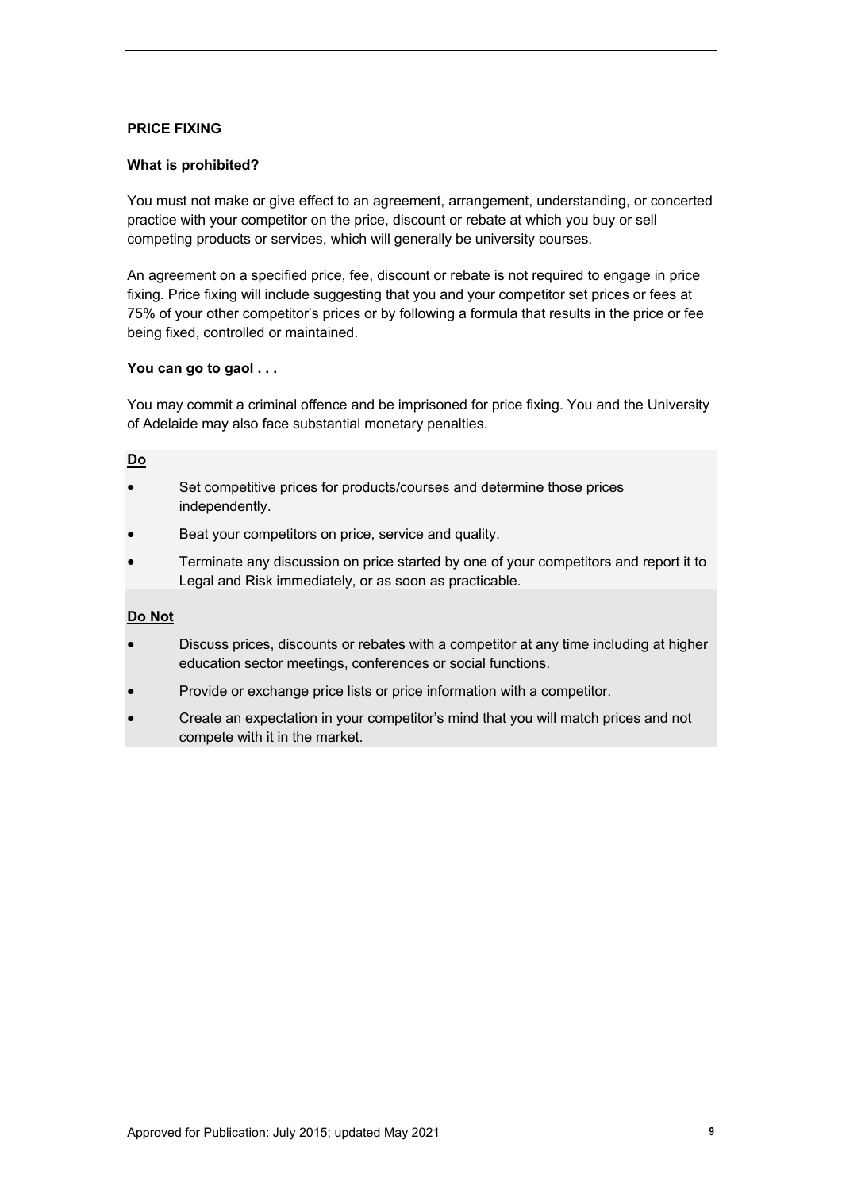## PRICE FIXING

### What is prohibited?

You must not make or give effect to an agreement, arrangement, understanding, or concerted practice with your competitor on the price, discount or rebate at which you buy or sell competing products or services, which will generally be university courses.

An agreement on a specified price, fee, discount or rebate is not required to engage in price fixing. Price fixing will include suggesting that you and your competitor set prices or fees at 75% of your other competitor's prices or by following a formula that results in the price or fee being fixed, controlled or maintained.

### You can go to gaol . . .

You may commit a criminal offence and be imprisoned for price fixing. You and the University of Adelaide may also face substantial monetary penalties.

**Do**

- Set competitive prices for products/courses and determine those prices independently.
- Beat your competitors on price, service and quality.
- Terminate any discussion on price started by one of your competitors and report it to Legal and Risk immediately, or as soon as practicable.

**Do Not**

- Discuss prices, discounts or rebates with a competitor at any time including at higher education sector meetings, conferences or social functions.
- Provide or exchange price lists or price information with a competitor.
- Create an expectation in your competitor's mind that you will match prices and not compete with it in the market.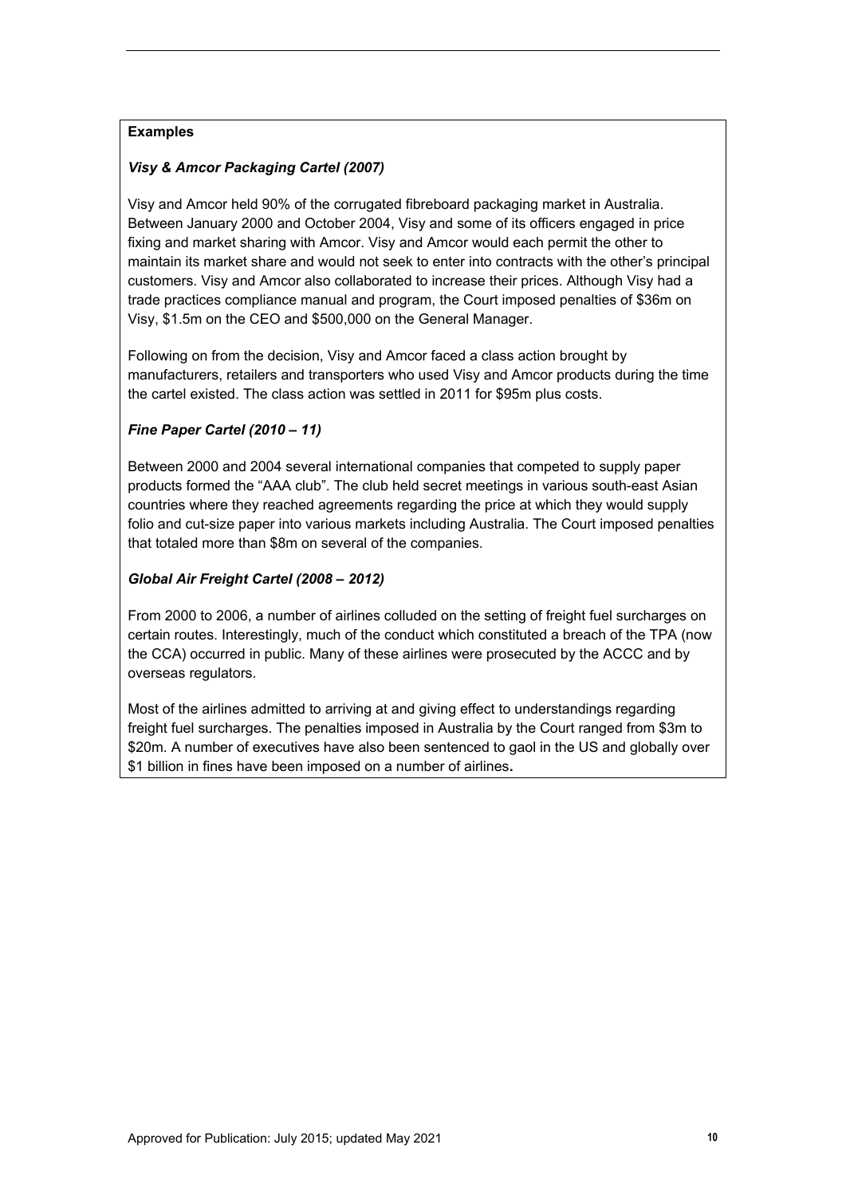**Examples**

***Visy & Amcor Packaging Cartel (2007)***

Visy and Amcor held 90% of the corrugated fibreboard packaging market in Australia. Between January 2000 and October 2004, Visy and some of its officers engaged in price fixing and market sharing with Amcor. Visy and Amcor would each permit the other to maintain its market share and would not seek to enter into contracts with the other's principal customers. Visy and Amcor also collaborated to increase their prices. Although Visy had a trade practices compliance manual and program, the Court imposed penalties of $36m on Visy, $1.5m on the CEO and $500,000 on the General Manager.

Following on from the decision, Visy and Amcor faced a class action brought by manufacturers, retailers and transporters who used Visy and Amcor products during the time the cartel existed. The class action was settled in 2011 for $95m plus costs.

***Fine Paper Cartel (2010 – 11)***

Between 2000 and 2004 several international companies that competed to supply paper products formed the "AAA club". The club held secret meetings in various south-east Asian countries where they reached agreements regarding the price at which they would supply folio and cut-size paper into various markets including Australia. The Court imposed penalties that totaled more than $8m on several of the companies.

***Global Air Freight Cartel (2008 – 2012)***

From 2000 to 2006, a number of airlines colluded on the setting of freight fuel surcharges on certain routes. Interestingly, much of the conduct which constituted a breach of the TPA (now the CCA) occurred in public. Many of these airlines were prosecuted by the ACCC and by overseas regulators.

Most of the airlines admitted to arriving at and giving effect to understandings regarding freight fuel surcharges. The penalties imposed in Australia by the Court ranged from $3m to $20m. A number of executives have also been sentenced to gaol in the US and globally over $1 billion in fines have been imposed on a number of airlines.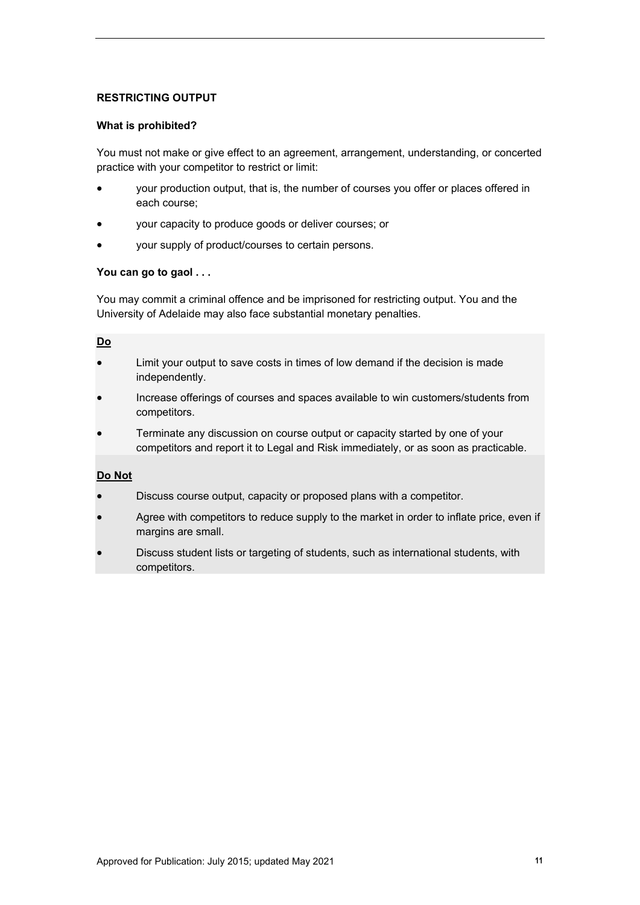## RESTRICTING OUTPUT

### What is prohibited?

You must not make or give effect to an agreement, arrangement, understanding, or concerted practice with your competitor to restrict or limit:

- your production output, that is, the number of courses you offer or places offered in each course;
- your capacity to produce goods or deliver courses; or
- your supply of product/courses to certain persons.

### You can go to gaol . . .

You may commit a criminal offence and be imprisoned for restricting output. You and the University of Adelaide may also face substantial monetary penalties.

**Do**

- Limit your output to save costs in times of low demand if the decision is made independently.
- Increase offerings of courses and spaces available to win customers/students from competitors.
- Terminate any discussion on course output or capacity started by one of your competitors and report it to Legal and Risk immediately, or as soon as practicable.

**Do Not**

- Discuss course output, capacity or proposed plans with a competitor.
- Agree with competitors to reduce supply to the market in order to inflate price, even if margins are small.
- Discuss student lists or targeting of students, such as international students, with competitors.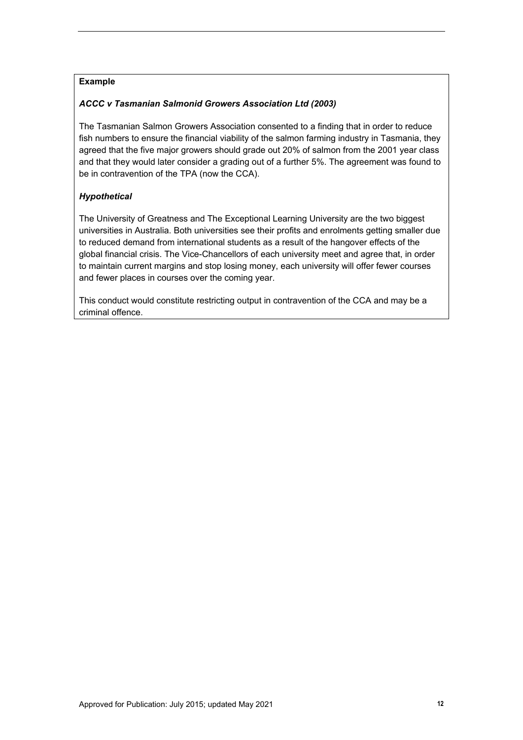**Example**

***ACCC v Tasmanian Salmonid Growers Association Ltd (2003)***

The Tasmanian Salmon Growers Association consented to a finding that in order to reduce fish numbers to ensure the financial viability of the salmon farming industry in Tasmania, they agreed that the five major growers should grade out 20% of salmon from the 2001 year class and that they would later consider a grading out of a further 5%. The agreement was found to be in contravention of the TPA (now the CCA).

***Hypothetical***

The University of Greatness and The Exceptional Learning University are the two biggest universities in Australia. Both universities see their profits and enrolments getting smaller due to reduced demand from international students as a result of the hangover effects of the global financial crisis. The Vice-Chancellors of each university meet and agree that, in order to maintain current margins and stop losing money, each university will offer fewer courses and fewer places in courses over the coming year.

This conduct would constitute restricting output in contravention of the CCA and may be a criminal offence.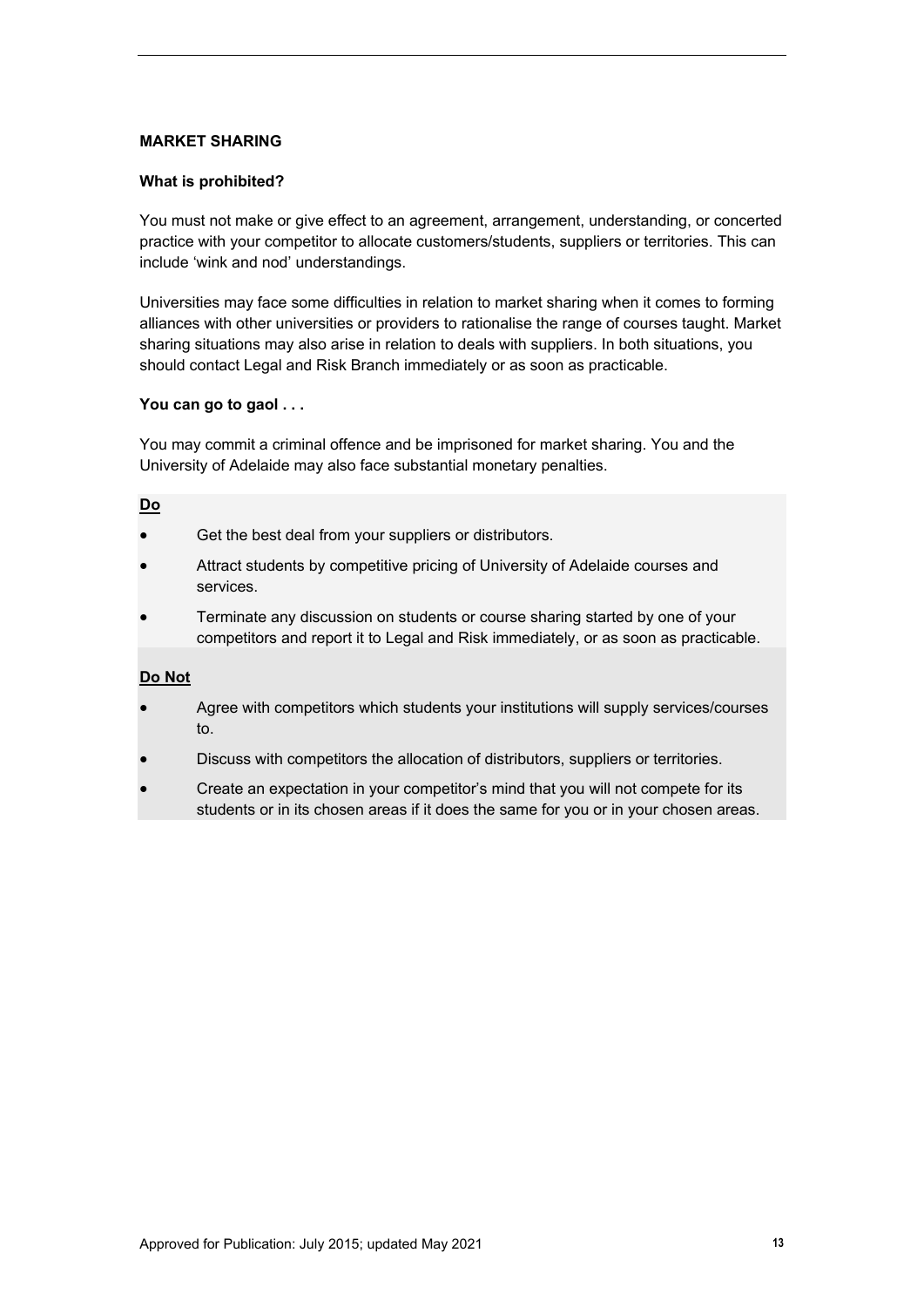## MARKET SHARING

**What is prohibited?**

You must not make or give effect to an agreement, arrangement, understanding, or concerted practice with your competitor to allocate customers/students, suppliers or territories. This can include 'wink and nod' understandings.

Universities may face some difficulties in relation to market sharing when it comes to forming alliances with other universities or providers to rationalise the range of courses taught. Market sharing situations may also arise in relation to deals with suppliers. In both situations, you should contact Legal and Risk Branch immediately or as soon as practicable.

**You can go to gaol . . .**

You may commit a criminal offence and be imprisoned for market sharing. You and the University of Adelaide may also face substantial monetary penalties.

**Do**

- Get the best deal from your suppliers or distributors.
- Attract students by competitive pricing of University of Adelaide courses and services.
- Terminate any discussion on students or course sharing started by one of your competitors and report it to Legal and Risk immediately, or as soon as practicable.

**Do Not**

- Agree with competitors which students your institutions will supply services/courses to.
- Discuss with competitors the allocation of distributors, suppliers or territories.
- Create an expectation in your competitor's mind that you will not compete for its students or in its chosen areas if it does the same for you or in your chosen areas.

Approved for Publication: July 2015; updated May 2021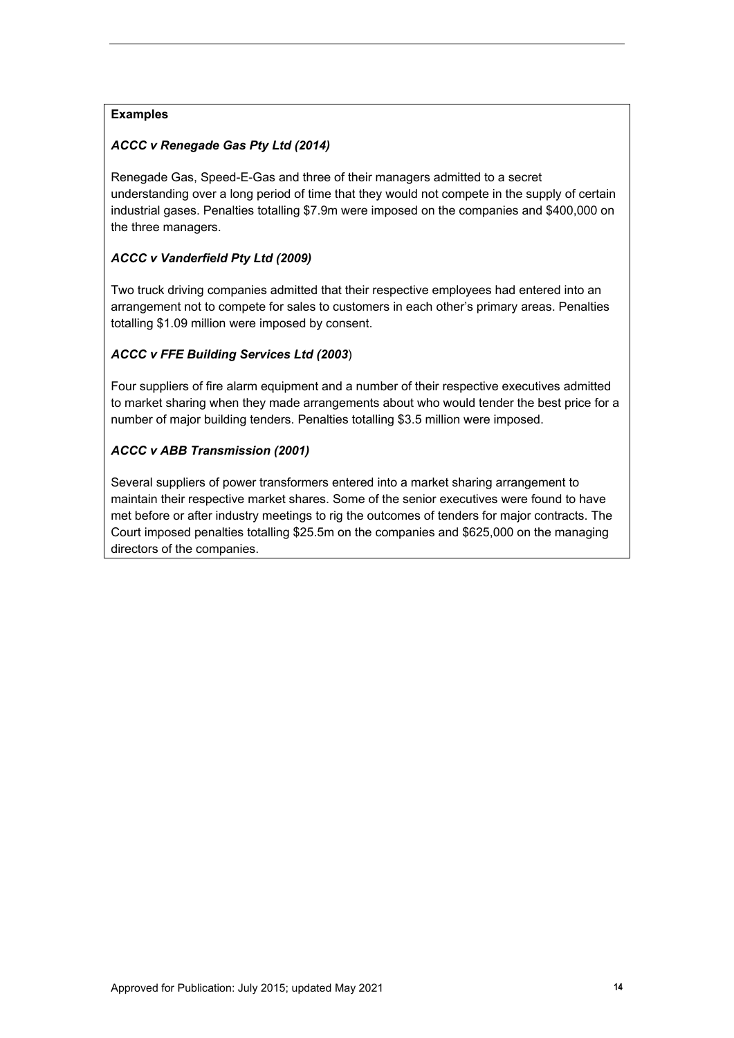**Examples**

***ACCC v Renegade Gas Pty Ltd (2014)***

Renegade Gas, Speed-E-Gas and three of their managers admitted to a secret understanding over a long period of time that they would not compete in the supply of certain industrial gases. Penalties totalling $7.9m were imposed on the companies and $400,000 on the three managers.

***ACCC v Vanderfield Pty Ltd (2009)***

Two truck driving companies admitted that their respective employees had entered into an arrangement not to compete for sales to customers in each other's primary areas. Penalties totalling $1.09 million were imposed by consent.

***ACCC v FFE Building Services Ltd (2003***)

Four suppliers of fire alarm equipment and a number of their respective executives admitted to market sharing when they made arrangements about who would tender the best price for a number of major building tenders. Penalties totalling $3.5 million were imposed.

***ACCC v ABB Transmission (2001)***

Several suppliers of power transformers entered into a market sharing arrangement to maintain their respective market shares. Some of the senior executives were found to have met before or after industry meetings to rig the outcomes of tenders for major contracts. The Court imposed penalties totalling $25.5m on the companies and $625,000 on the managing directors of the companies.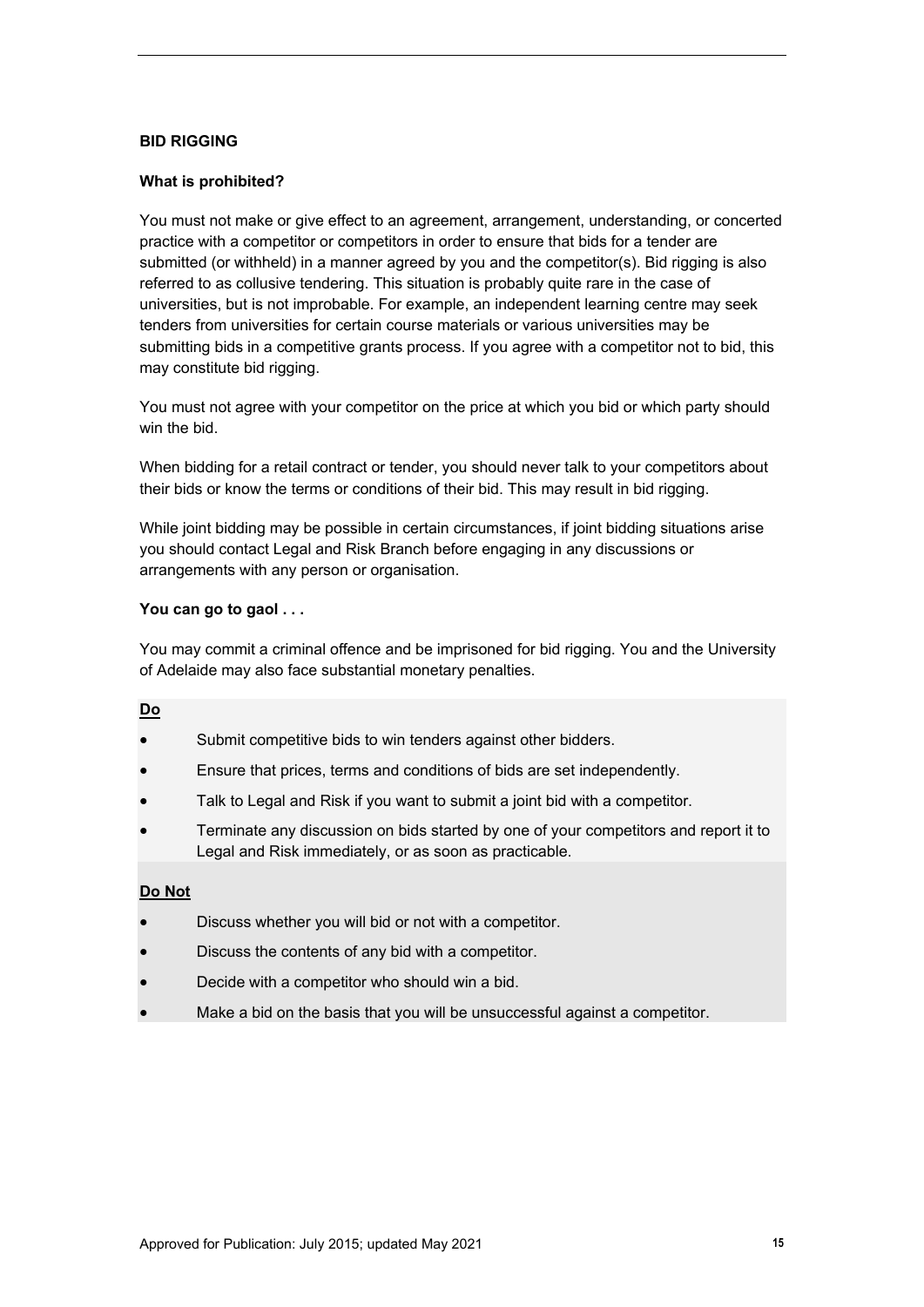## BID RIGGING

### What is prohibited?

You must not make or give effect to an agreement, arrangement, understanding, or concerted practice with a competitor or competitors in order to ensure that bids for a tender are submitted (or withheld) in a manner agreed by you and the competitor(s). Bid rigging is also referred to as collusive tendering. This situation is probably quite rare in the case of universities, but is not improbable. For example, an independent learning centre may seek tenders from universities for certain course materials or various universities may be submitting bids in a competitive grants process. If you agree with a competitor not to bid, this may constitute bid rigging.

You must not agree with your competitor on the price at which you bid or which party should win the bid.

When bidding for a retail contract or tender, you should never talk to your competitors about their bids or know the terms or conditions of their bid. This may result in bid rigging.

While joint bidding may be possible in certain circumstances, if joint bidding situations arise you should contact Legal and Risk Branch before engaging in any discussions or arrangements with any person or organisation.

### You can go to gaol . . .

You may commit a criminal offence and be imprisoned for bid rigging. You and the University of Adelaide may also face substantial monetary penalties.

**Do**

- Submit competitive bids to win tenders against other bidders.
- Ensure that prices, terms and conditions of bids are set independently.
- Talk to Legal and Risk if you want to submit a joint bid with a competitor.
- Terminate any discussion on bids started by one of your competitors and report it to Legal and Risk immediately, or as soon as practicable.

**Do Not**

- Discuss whether you will bid or not with a competitor.
- Discuss the contents of any bid with a competitor.
- Decide with a competitor who should win a bid.
- Make a bid on the basis that you will be unsuccessful against a competitor.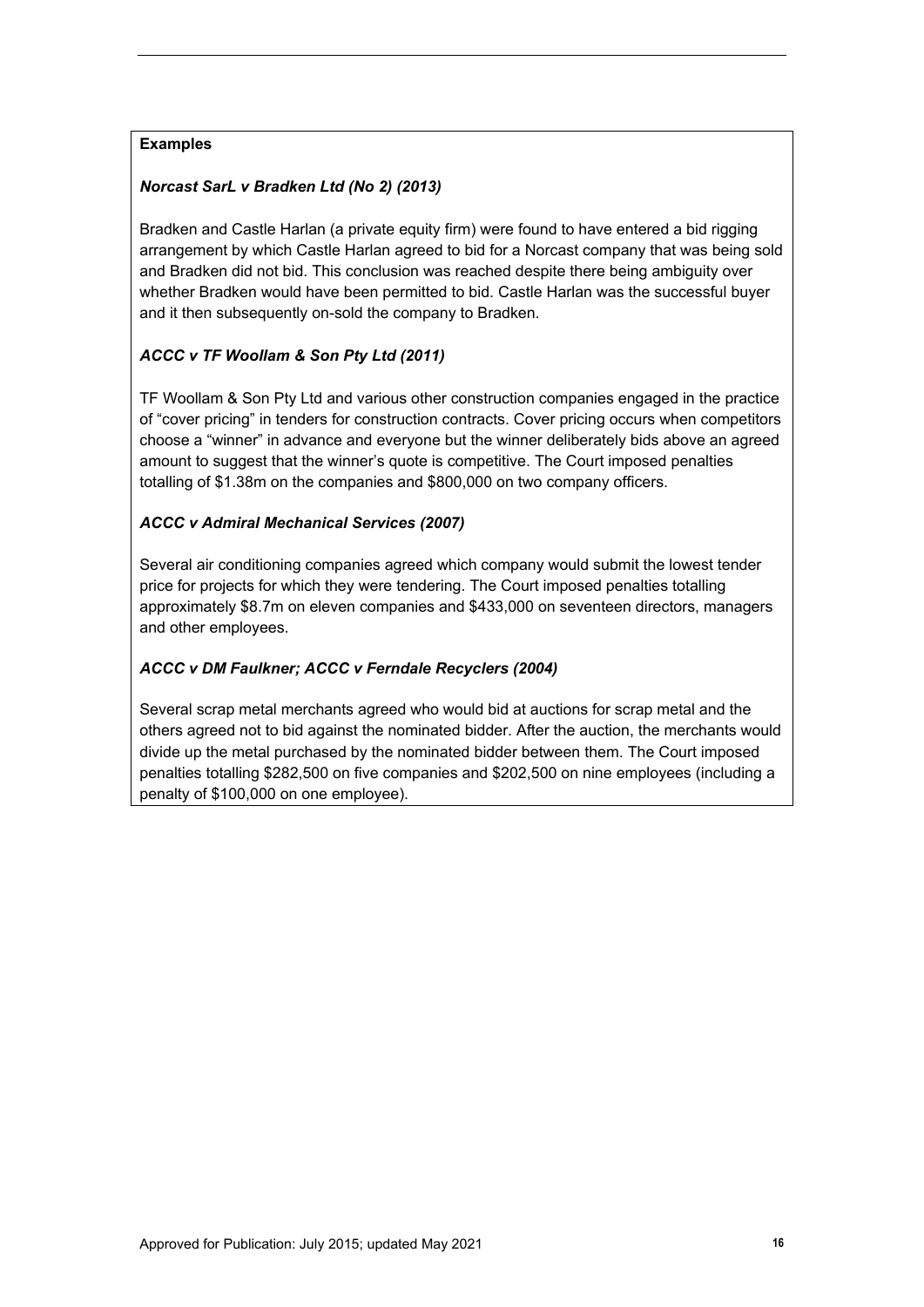**Examples**

***Norcast SarL v Bradken Ltd (No 2) (2013)***

Bradken and Castle Harlan (a private equity firm) were found to have entered a bid rigging arrangement by which Castle Harlan agreed to bid for a Norcast company that was being sold and Bradken did not bid. This conclusion was reached despite there being ambiguity over whether Bradken would have been permitted to bid. Castle Harlan was the successful buyer and it then subsequently on-sold the company to Bradken.

***ACCC v TF Woollam & Son Pty Ltd (2011)***

TF Woollam & Son Pty Ltd and various other construction companies engaged in the practice of "cover pricing" in tenders for construction contracts. Cover pricing occurs when competitors choose a "winner" in advance and everyone but the winner deliberately bids above an agreed amount to suggest that the winner's quote is competitive. The Court imposed penalties totalling of \$1.38m on the companies and \$800,000 on two company officers.

***ACCC v Admiral Mechanical Services (2007)***

Several air conditioning companies agreed which company would submit the lowest tender price for projects for which they were tendering. The Court imposed penalties totalling approximately \$8.7m on eleven companies and \$433,000 on seventeen directors, managers and other employees.

***ACCC v DM Faulkner; ACCC v Ferndale Recyclers (2004)***

Several scrap metal merchants agreed who would bid at auctions for scrap metal and the others agreed not to bid against the nominated bidder. After the auction, the merchants would divide up the metal purchased by the nominated bidder between them. The Court imposed penalties totalling \$282,500 on five companies and \$202,500 on nine employees (including a penalty of \$100,000 on one employee).

Approved for Publication: July 2015; updated May 2021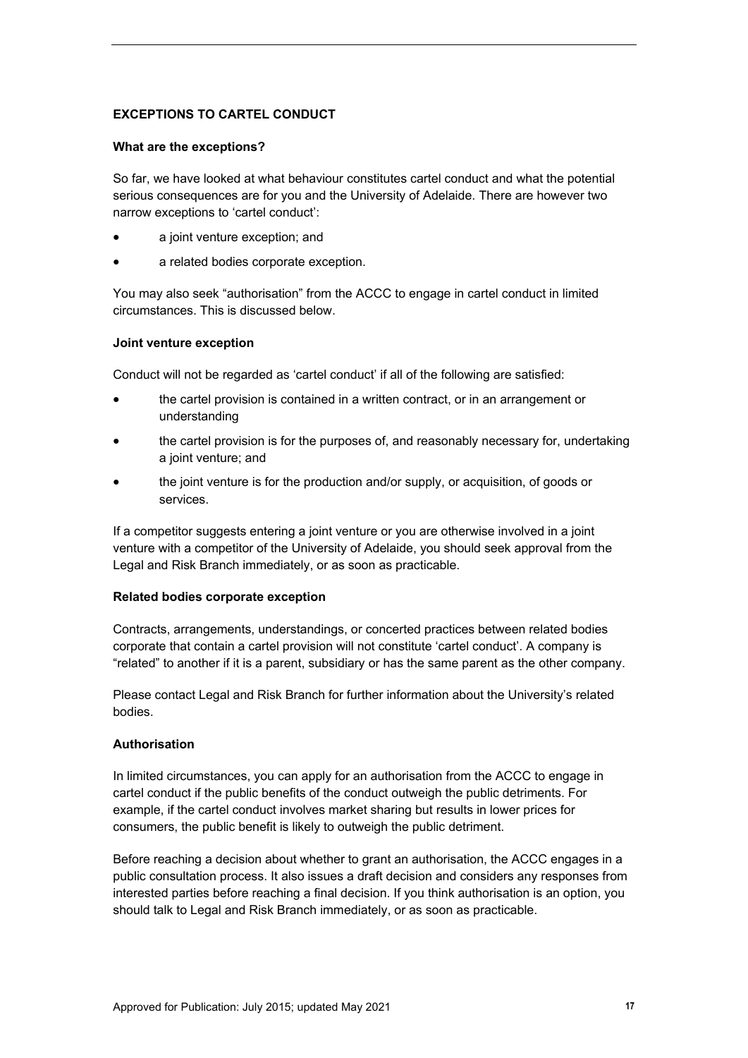## EXCEPTIONS TO CARTEL CONDUCT

### What are the exceptions?

So far, we have looked at what behaviour constitutes cartel conduct and what the potential serious consequences are for you and the University of Adelaide. There are however two narrow exceptions to 'cartel conduct':

- a joint venture exception; and
- a related bodies corporate exception.

You may also seek "authorisation" from the ACCC to engage in cartel conduct in limited circumstances. This is discussed below.

### Joint venture exception

Conduct will not be regarded as 'cartel conduct' if all of the following are satisfied:

- the cartel provision is contained in a written contract, or in an arrangement or understanding
- the cartel provision is for the purposes of, and reasonably necessary for, undertaking a joint venture; and
- the joint venture is for the production and/or supply, or acquisition, of goods or services.

If a competitor suggests entering a joint venture or you are otherwise involved in a joint venture with a competitor of the University of Adelaide, you should seek approval from the Legal and Risk Branch immediately, or as soon as practicable.

### Related bodies corporate exception

Contracts, arrangements, understandings, or concerted practices between related bodies corporate that contain a cartel provision will not constitute 'cartel conduct'. A company is "related" to another if it is a parent, subsidiary or has the same parent as the other company.

Please contact Legal and Risk Branch for further information about the University's related bodies.

### Authorisation

In limited circumstances, you can apply for an authorisation from the ACCC to engage in cartel conduct if the public benefits of the conduct outweigh the public detriments. For example, if the cartel conduct involves market sharing but results in lower prices for consumers, the public benefit is likely to outweigh the public detriment.

Before reaching a decision about whether to grant an authorisation, the ACCC engages in a public consultation process. It also issues a draft decision and considers any responses from interested parties before reaching a final decision. If you think authorisation is an option, you should talk to Legal and Risk Branch immediately, or as soon as practicable.

Approved for Publication: July 2015; updated May 2021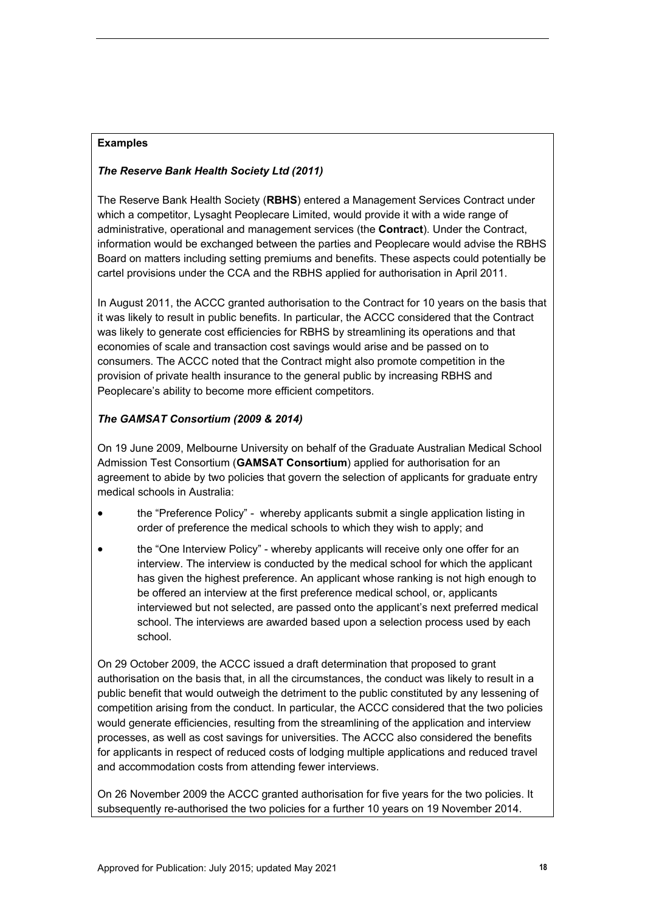**Examples**

***The Reserve Bank Health Society Ltd (2011)***

The Reserve Bank Health Society (**RBHS**) entered a Management Services Contract under which a competitor, Lysaght Peoplecare Limited, would provide it with a wide range of administrative, operational and management services (the **Contract**). Under the Contract, information would be exchanged between the parties and Peoplecare would advise the RBHS Board on matters including setting premiums and benefits. These aspects could potentially be cartel provisions under the CCA and the RBHS applied for authorisation in April 2011.

In August 2011, the ACCC granted authorisation to the Contract for 10 years on the basis that it was likely to result in public benefits. In particular, the ACCC considered that the Contract was likely to generate cost efficiencies for RBHS by streamlining its operations and that economies of scale and transaction cost savings would arise and be passed on to consumers. The ACCC noted that the Contract might also promote competition in the provision of private health insurance to the general public by increasing RBHS and Peoplecare's ability to become more efficient competitors.

***The GAMSAT Consortium (2009 & 2014)***

On 19 June 2009, Melbourne University on behalf of the Graduate Australian Medical School Admission Test Consortium (**GAMSAT Consortium**) applied for authorisation for an agreement to abide by two policies that govern the selection of applicants for graduate entry medical schools in Australia:

- the "Preference Policy" - whereby applicants submit a single application listing in order of preference the medical schools to which they wish to apply; and
- the "One Interview Policy" - whereby applicants will receive only one offer for an interview. The interview is conducted by the medical school for which the applicant has given the highest preference. An applicant whose ranking is not high enough to be offered an interview at the first preference medical school, or, applicants interviewed but not selected, are passed onto the applicant's next preferred medical school. The interviews are awarded based upon a selection process used by each school.

On 29 October 2009, the ACCC issued a draft determination that proposed to grant authorisation on the basis that, in all the circumstances, the conduct was likely to result in a public benefit that would outweigh the detriment to the public constituted by any lessening of competition arising from the conduct. In particular, the ACCC considered that the two policies would generate efficiencies, resulting from the streamlining of the application and interview processes, as well as cost savings for universities. The ACCC also considered the benefits for applicants in respect of reduced costs of lodging multiple applications and reduced travel and accommodation costs from attending fewer interviews.

On 26 November 2009 the ACCC granted authorisation for five years for the two policies. It subsequently re-authorised the two policies for a further 10 years on 19 November 2014.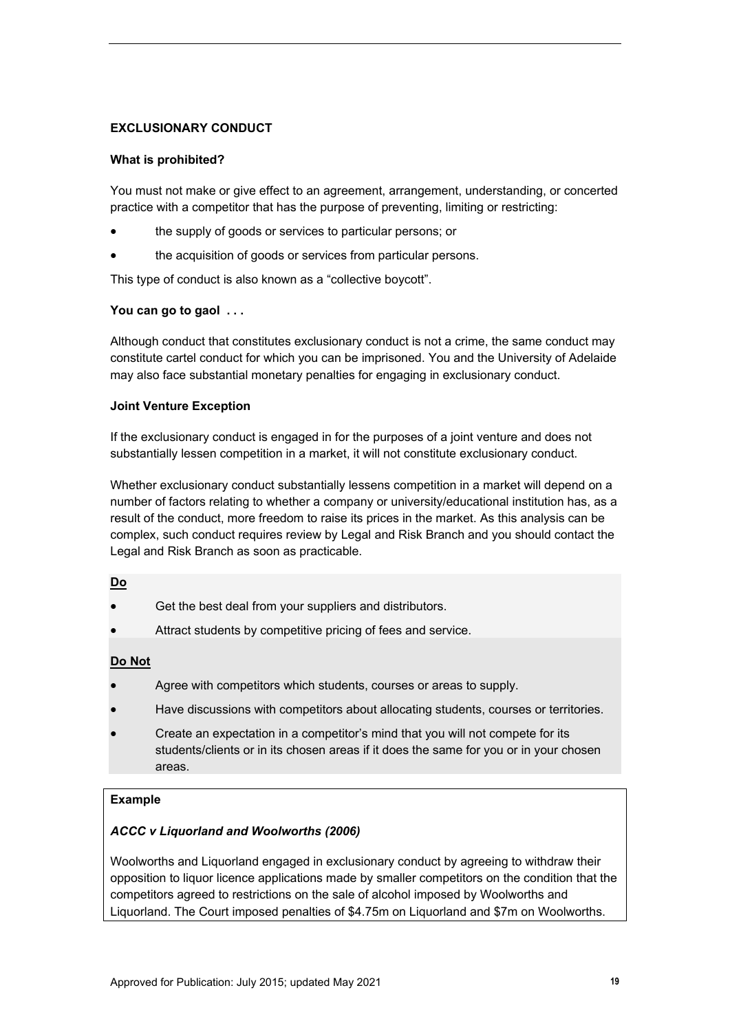## EXCLUSIONARY CONDUCT

### What is prohibited?

You must not make or give effect to an agreement, arrangement, understanding, or concerted practice with a competitor that has the purpose of preventing, limiting or restricting:

- the supply of goods or services to particular persons; or
- the acquisition of goods or services from particular persons.

This type of conduct is also known as a "collective boycott".

### You can go to gaol . . .

Although conduct that constitutes exclusionary conduct is not a crime, the same conduct may constitute cartel conduct for which you can be imprisoned. You and the University of Adelaide may also face substantial monetary penalties for engaging in exclusionary conduct.

### Joint Venture Exception

If the exclusionary conduct is engaged in for the purposes of a joint venture and does not substantially lessen competition in a market, it will not constitute exclusionary conduct.

Whether exclusionary conduct substantially lessens competition in a market will depend on a number of factors relating to whether a company or university/educational institution has, as a result of the conduct, more freedom to raise its prices in the market. As this analysis can be complex, such conduct requires review by Legal and Risk Branch and you should contact the Legal and Risk Branch as soon as practicable.

**Do**

- Get the best deal from your suppliers and distributors.
- Attract students by competitive pricing of fees and service.

**Do Not**

- Agree with competitors which students, courses or areas to supply.
- Have discussions with competitors about allocating students, courses or territories.
- Create an expectation in a competitor's mind that you will not compete for its students/clients or in its chosen areas if it does the same for you or in your chosen areas.

**Example**

***ACCC v Liquorland and Woolworths (2006)***

Woolworths and Liquorland engaged in exclusionary conduct by agreeing to withdraw their opposition to liquor licence applications made by smaller competitors on the condition that the competitors agreed to restrictions on the sale of alcohol imposed by Woolworths and Liquorland. The Court imposed penalties of $4.75m on Liquorland and $7m on Woolworths.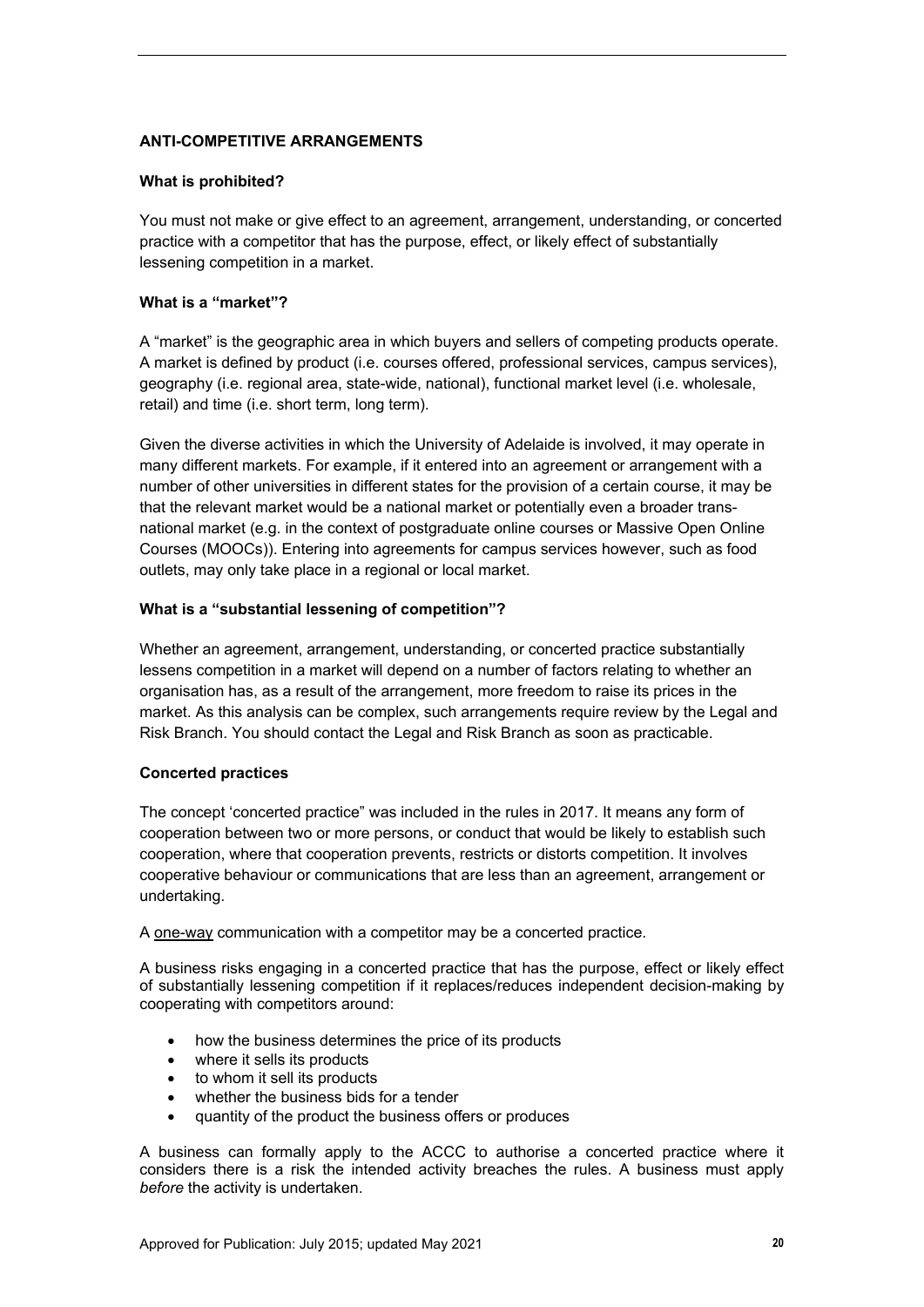### ANTI-COMPETITIVE ARRANGEMENTS

#### What is prohibited?

You must not make or give effect to an agreement, arrangement, understanding, or concerted practice with a competitor that has the purpose, effect, or likely effect of substantially lessening competition in a market.

#### What is a "market"?

A "market" is the geographic area in which buyers and sellers of competing products operate. A market is defined by product (i.e. courses offered, professional services, campus services), geography (i.e. regional area, state-wide, national), functional market level (i.e. wholesale, retail) and time (i.e. short term, long term).

Given the diverse activities in which the University of Adelaide is involved, it may operate in many different markets. For example, if it entered into an agreement or arrangement with a number of other universities in different states for the provision of a certain course, it may be that the relevant market would be a national market or potentially even a broader trans-national market (e.g. in the context of postgraduate online courses or Massive Open Online Courses (MOOCs)). Entering into agreements for campus services however, such as food outlets, may only take place in a regional or local market.

#### What is a "substantial lessening of competition"?

Whether an agreement, arrangement, understanding, or concerted practice substantially lessens competition in a market will depend on a number of factors relating to whether an organisation has, as a result of the arrangement, more freedom to raise its prices in the market. As this analysis can be complex, such arrangements require review by the Legal and Risk Branch. You should contact the Legal and Risk Branch as soon as practicable.

#### Concerted practices

The concept 'concerted practice" was included in the rules in 2017. It means any form of cooperation between two or more persons, or conduct that would be likely to establish such cooperation, where that cooperation prevents, restricts or distorts competition. It involves cooperative behaviour or communications that are less than an agreement, arrangement or undertaking.

A <u>one-way</u> communication with a competitor may be a concerted practice.

A business risks engaging in a concerted practice that has the purpose, effect or likely effect of substantially lessening competition if it replaces/reduces independent decision-making by cooperating with competitors around:

- how the business determines the price of its products
- where it sells its products
- to whom it sell its products
- whether the business bids for a tender
- quantity of the product the business offers or produces

A business can formally apply to the ACCC to authorise a concerted practice where it considers there is a risk the intended activity breaches the rules. A business must apply *before* the activity is undertaken.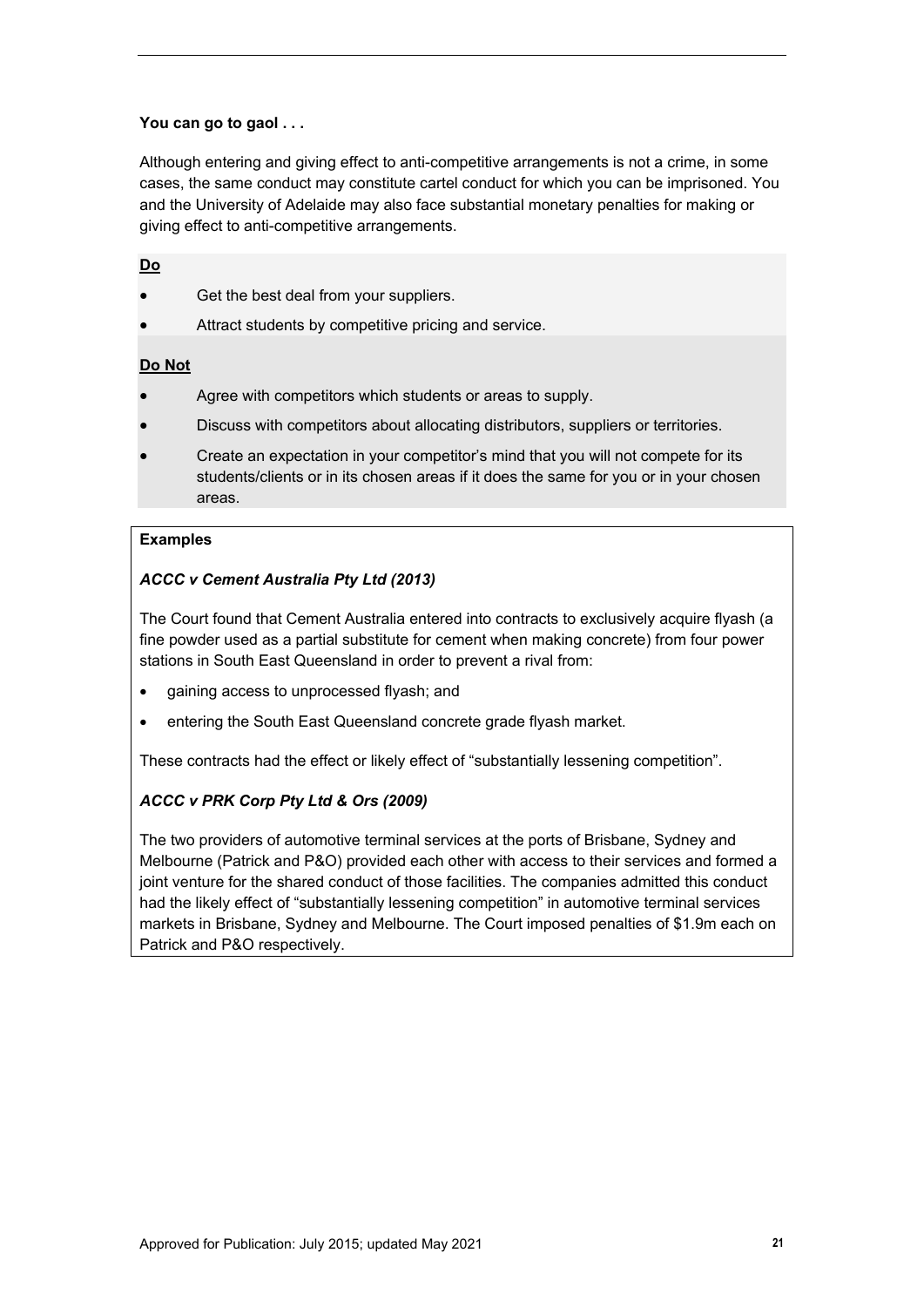**You can go to gaol . . .**

Although entering and giving effect to anti-competitive arrangements is not a crime, in some cases, the same conduct may constitute cartel conduct for which you can be imprisoned. You and the University of Adelaide may also face substantial monetary penalties for making or giving effect to anti-competitive arrangements.

**<u>Do</u>**

- Get the best deal from your suppliers.
- Attract students by competitive pricing and service.

**<u>Do Not</u>**

- Agree with competitors which students or areas to supply.
- Discuss with competitors about allocating distributors, suppliers or territories.
- Create an expectation in your competitor's mind that you will not compete for its students/clients or in its chosen areas if it does the same for you or in your chosen areas.

**Examples**

***ACCC v Cement Australia Pty Ltd (2013)***

The Court found that Cement Australia entered into contracts to exclusively acquire flyash (a fine powder used as a partial substitute for cement when making concrete) from four power stations in South East Queensland in order to prevent a rival from:

- gaining access to unprocessed flyash; and
- entering the South East Queensland concrete grade flyash market.

These contracts had the effect or likely effect of "substantially lessening competition".

***ACCC v PRK Corp Pty Ltd & Ors (2009)***

The two providers of automotive terminal services at the ports of Brisbane, Sydney and Melbourne (Patrick and P&O) provided each other with access to their services and formed a joint venture for the shared conduct of those facilities. The companies admitted this conduct had the likely effect of "substantially lessening competition" in automotive terminal services markets in Brisbane, Sydney and Melbourne. The Court imposed penalties of $1.9m each on Patrick and P&O respectively.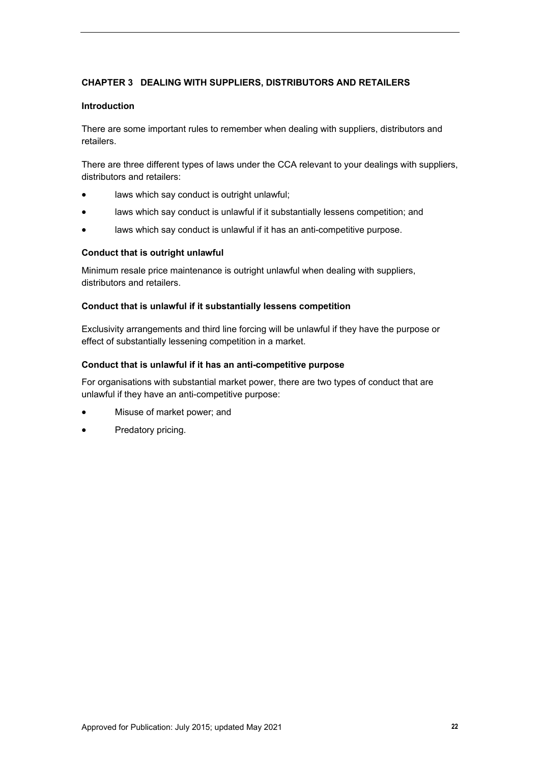## CHAPTER 3 DEALING WITH SUPPLIERS, DISTRIBUTORS AND RETAILERS

### Introduction

There are some important rules to remember when dealing with suppliers, distributors and retailers.

There are three different types of laws under the CCA relevant to your dealings with suppliers, distributors and retailers:

- laws which say conduct is outright unlawful;
- laws which say conduct is unlawful if it substantially lessens competition; and
- laws which say conduct is unlawful if it has an anti-competitive purpose.

### Conduct that is outright unlawful

Minimum resale price maintenance is outright unlawful when dealing with suppliers, distributors and retailers.

### Conduct that is unlawful if it substantially lessens competition

Exclusivity arrangements and third line forcing will be unlawful if they have the purpose or effect of substantially lessening competition in a market.

### Conduct that is unlawful if it has an anti-competitive purpose

For organisations with substantial market power, there are two types of conduct that are unlawful if they have an anti-competitive purpose:

- Misuse of market power; and
- Predatory pricing.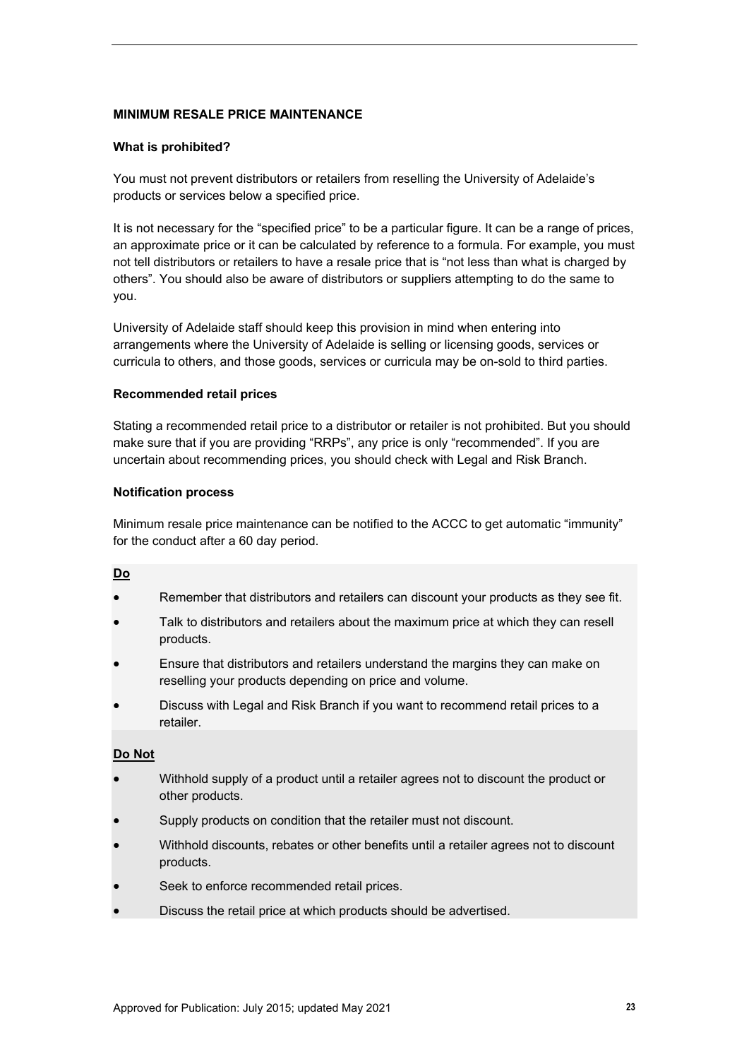## MINIMUM RESALE PRICE MAINTENANCE

### What is prohibited?

You must not prevent distributors or retailers from reselling the University of Adelaide's products or services below a specified price.

It is not necessary for the "specified price" to be a particular figure. It can be a range of prices, an approximate price or it can be calculated by reference to a formula. For example, you must not tell distributors or retailers to have a resale price that is "not less than what is charged by others". You should also be aware of distributors or suppliers attempting to do the same to you.

University of Adelaide staff should keep this provision in mind when entering into arrangements where the University of Adelaide is selling or licensing goods, services or curricula to others, and those goods, services or curricula may be on-sold to third parties.

### Recommended retail prices

Stating a recommended retail price to a distributor or retailer is not prohibited. But you should make sure that if you are providing "RRPs", any price is only "recommended". If you are uncertain about recommending prices, you should check with Legal and Risk Branch.

### Notification process

Minimum resale price maintenance can be notified to the ACCC to get automatic "immunity" for the conduct after a 60 day period.

**Do**

- Remember that distributors and retailers can discount your products as they see fit.
- Talk to distributors and retailers about the maximum price at which they can resell products.
- Ensure that distributors and retailers understand the margins they can make on reselling your products depending on price and volume.
- Discuss with Legal and Risk Branch if you want to recommend retail prices to a retailer.

**Do Not**

- Withhold supply of a product until a retailer agrees not to discount the product or other products.
- Supply products on condition that the retailer must not discount.
- Withhold discounts, rebates or other benefits until a retailer agrees not to discount products.
- Seek to enforce recommended retail prices.
- Discuss the retail price at which products should be advertised.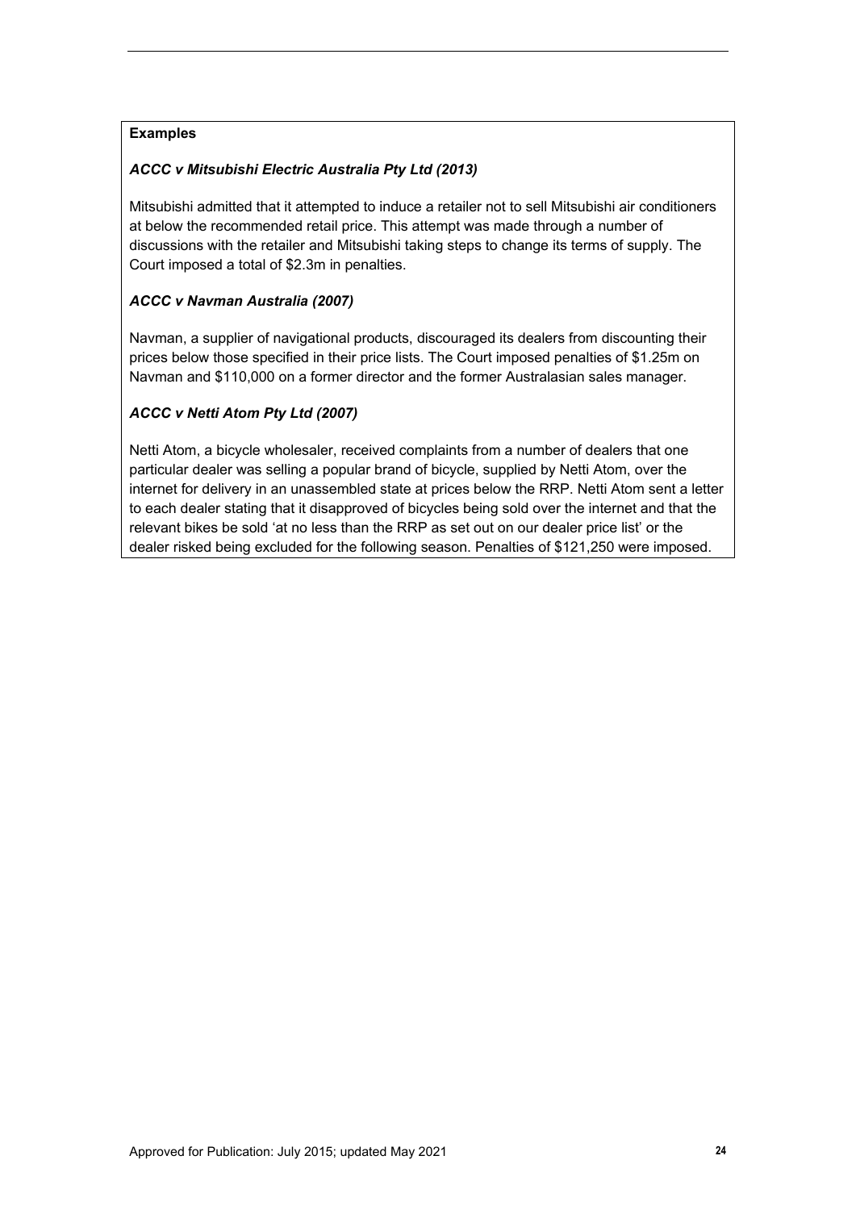**Examples**

***ACCC v Mitsubishi Electric Australia Pty Ltd (2013)***

Mitsubishi admitted that it attempted to induce a retailer not to sell Mitsubishi air conditioners at below the recommended retail price. This attempt was made through a number of discussions with the retailer and Mitsubishi taking steps to change its terms of supply. The Court imposed a total of $2.3m in penalties.

***ACCC v Navman Australia (2007)***

Navman, a supplier of navigational products, discouraged its dealers from discounting their prices below those specified in their price lists. The Court imposed penalties of $1.25m on Navman and $110,000 on a former director and the former Australasian sales manager.

***ACCC v Netti Atom Pty Ltd (2007)***

Netti Atom, a bicycle wholesaler, received complaints from a number of dealers that one particular dealer was selling a popular brand of bicycle, supplied by Netti Atom, over the internet for delivery in an unassembled state at prices below the RRP. Netti Atom sent a letter to each dealer stating that it disapproved of bicycles being sold over the internet and that the relevant bikes be sold 'at no less than the RRP as set out on our dealer price list' or the dealer risked being excluded for the following season. Penalties of $121,250 were imposed.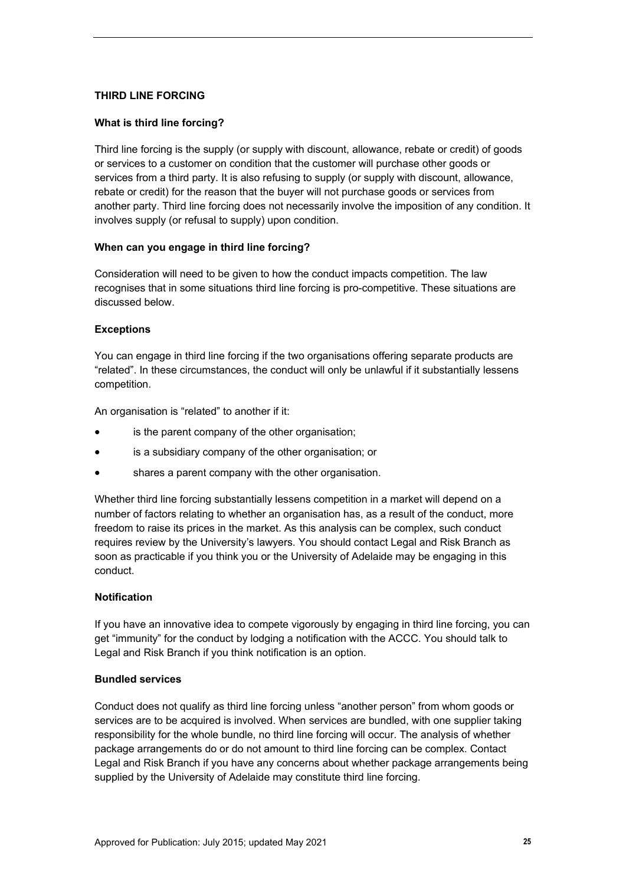## THIRD LINE FORCING

### What is third line forcing?

Third line forcing is the supply (or supply with discount, allowance, rebate or credit) of goods or services to a customer on condition that the customer will purchase other goods or services from a third party. It is also refusing to supply (or supply with discount, allowance, rebate or credit) for the reason that the buyer will not purchase goods or services from another party. Third line forcing does not necessarily involve the imposition of any condition. It involves supply (or refusal to supply) upon condition.

### When can you engage in third line forcing?

Consideration will need to be given to how the conduct impacts competition. The law recognises that in some situations third line forcing is pro-competitive. These situations are discussed below.

### Exceptions

You can engage in third line forcing if the two organisations offering separate products are "related". In these circumstances, the conduct will only be unlawful if it substantially lessens competition.

An organisation is "related" to another if it:

- is the parent company of the other organisation;
- is a subsidiary company of the other organisation; or
- shares a parent company with the other organisation.

Whether third line forcing substantially lessens competition in a market will depend on a number of factors relating to whether an organisation has, as a result of the conduct, more freedom to raise its prices in the market. As this analysis can be complex, such conduct requires review by the University's lawyers. You should contact Legal and Risk Branch as soon as practicable if you think you or the University of Adelaide may be engaging in this conduct.

### Notification

If you have an innovative idea to compete vigorously by engaging in third line forcing, you can get "immunity" for the conduct by lodging a notification with the ACCC. You should talk to Legal and Risk Branch if you think notification is an option.

### Bundled services

Conduct does not qualify as third line forcing unless "another person" from whom goods or services are to be acquired is involved. When services are bundled, with one supplier taking responsibility for the whole bundle, no third line forcing will occur. The analysis of whether package arrangements do or do not amount to third line forcing can be complex. Contact Legal and Risk Branch if you have any concerns about whether package arrangements being supplied by the University of Adelaide may constitute third line forcing.

Approved for Publication: July 2015; updated May 2021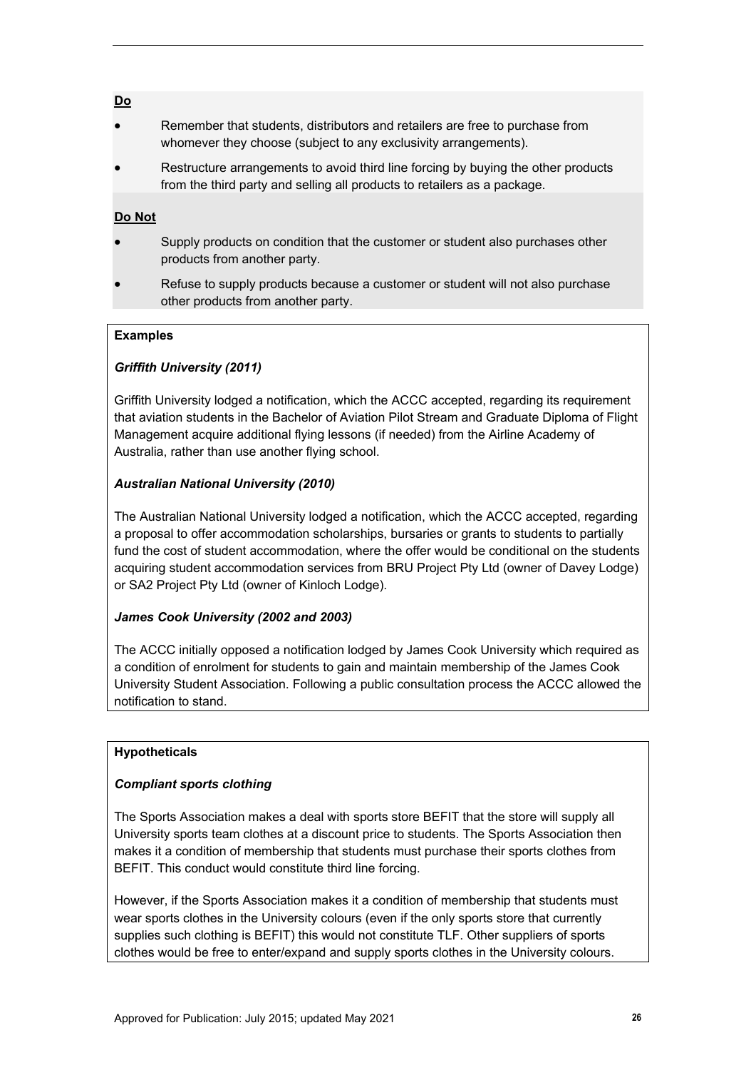**Do**

- Remember that students, distributors and retailers are free to purchase from whomever they choose (subject to any exclusivity arrangements).
- Restructure arrangements to avoid third line forcing by buying the other products from the third party and selling all products to retailers as a package.

**Do Not**

- Supply products on condition that the customer or student also purchases other products from another party.
- Refuse to supply products because a customer or student will not also purchase other products from another party.

**Examples**

***Griffith University (2011)***

Griffith University lodged a notification, which the ACCC accepted, regarding its requirement that aviation students in the Bachelor of Aviation Pilot Stream and Graduate Diploma of Flight Management acquire additional flying lessons (if needed) from the Airline Academy of Australia, rather than use another flying school.

***Australian National University (2010)***

The Australian National University lodged a notification, which the ACCC accepted, regarding a proposal to offer accommodation scholarships, bursaries or grants to students to partially fund the cost of student accommodation, where the offer would be conditional on the students acquiring student accommodation services from BRU Project Pty Ltd (owner of Davey Lodge) or SA2 Project Pty Ltd (owner of Kinloch Lodge).

***James Cook University (2002 and 2003)***

The ACCC initially opposed a notification lodged by James Cook University which required as a condition of enrolment for students to gain and maintain membership of the James Cook University Student Association. Following a public consultation process the ACCC allowed the notification to stand.

**Hypotheticals**

***Compliant sports clothing***

The Sports Association makes a deal with sports store BEFIT that the store will supply all University sports team clothes at a discount price to students. The Sports Association then makes it a condition of membership that students must purchase their sports clothes from BEFIT. This conduct would constitute third line forcing.

However, if the Sports Association makes it a condition of membership that students must wear sports clothes in the University colours (even if the only sports store that currently supplies such clothing is BEFIT) this would not constitute TLF. Other suppliers of sports clothes would be free to enter/expand and supply sports clothes in the University colours.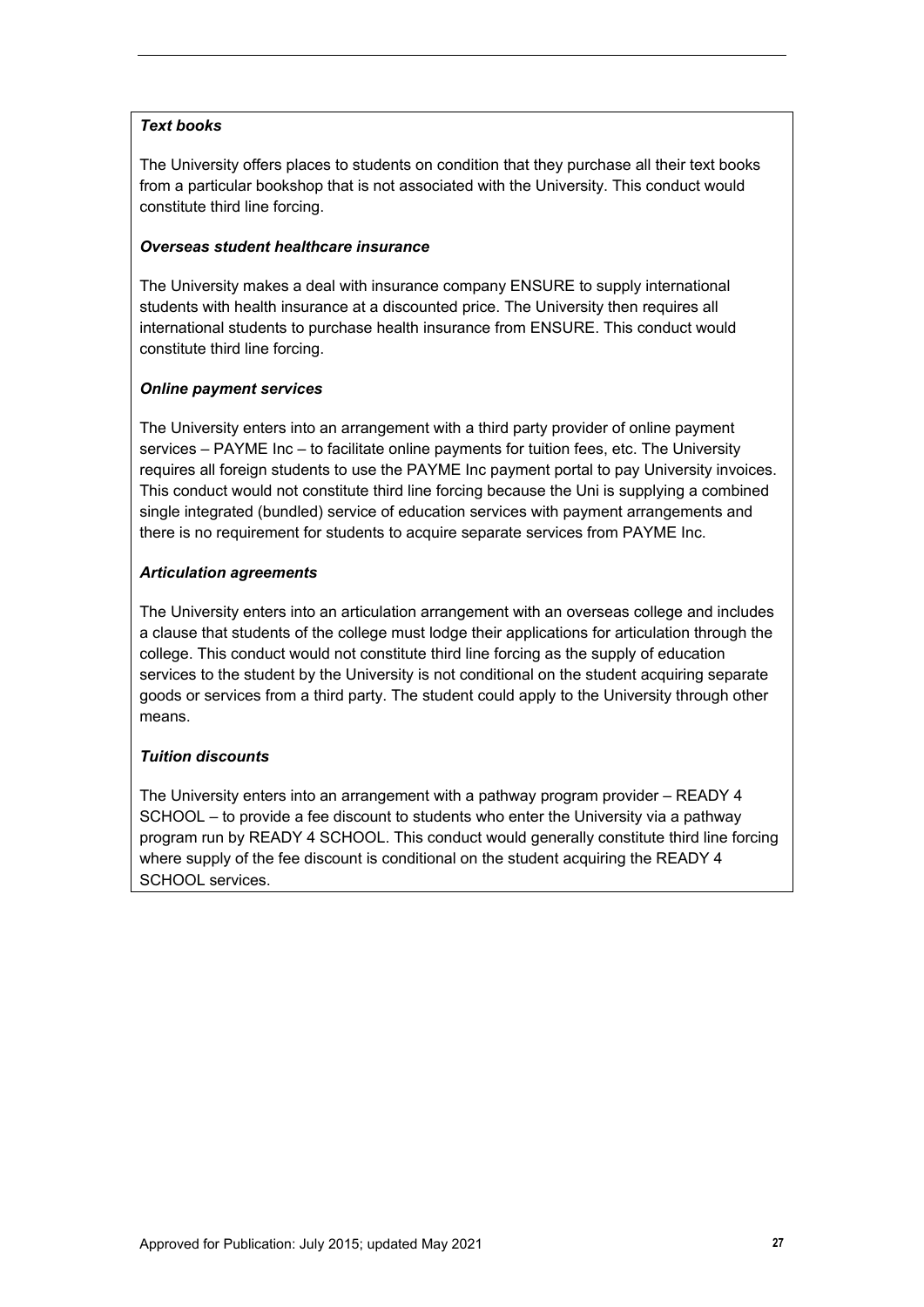***Text books***

The University offers places to students on condition that they purchase all their text books from a particular bookshop that is not associated with the University. This conduct would constitute third line forcing.

***Overseas student healthcare insurance***

The University makes a deal with insurance company ENSURE to supply international students with health insurance at a discounted price. The University then requires all international students to purchase health insurance from ENSURE. This conduct would constitute third line forcing.

***Online payment services***

The University enters into an arrangement with a third party provider of online payment services – PAYME Inc – to facilitate online payments for tuition fees, etc. The University requires all foreign students to use the PAYME Inc payment portal to pay University invoices. This conduct would not constitute third line forcing because the Uni is supplying a combined single integrated (bundled) service of education services with payment arrangements and there is no requirement for students to acquire separate services from PAYME Inc.

***Articulation agreements***

The University enters into an articulation arrangement with an overseas college and includes a clause that students of the college must lodge their applications for articulation through the college. This conduct would not constitute third line forcing as the supply of education services to the student by the University is not conditional on the student acquiring separate goods or services from a third party. The student could apply to the University through other means.

***Tuition discounts***

The University enters into an arrangement with a pathway program provider – READY 4 SCHOOL – to provide a fee discount to students who enter the University via a pathway program run by READY 4 SCHOOL. This conduct would generally constitute third line forcing where supply of the fee discount is conditional on the student acquiring the READY 4 SCHOOL services.

Approved for Publication: July 2015; updated May 2021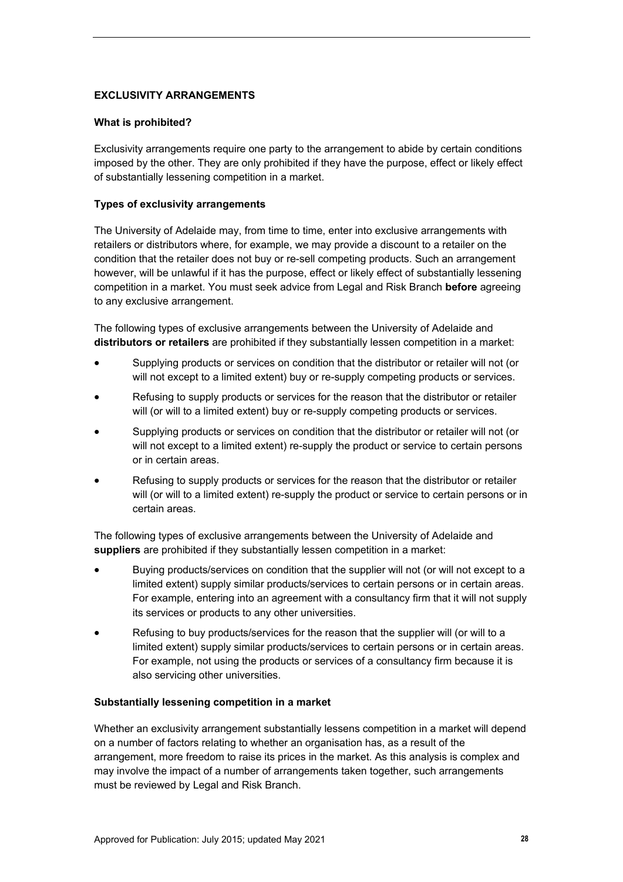## EXCLUSIVITY ARRANGEMENTS

### What is prohibited?

Exclusivity arrangements require one party to the arrangement to abide by certain conditions imposed by the other. They are only prohibited if they have the purpose, effect or likely effect of substantially lessening competition in a market.

### Types of exclusivity arrangements

The University of Adelaide may, from time to time, enter into exclusive arrangements with retailers or distributors where, for example, we may provide a discount to a retailer on the condition that the retailer does not buy or re-sell competing products. Such an arrangement however, will be unlawful if it has the purpose, effect or likely effect of substantially lessening competition in a market. You must seek advice from Legal and Risk Branch **before** agreeing to any exclusive arrangement.

The following types of exclusive arrangements between the University of Adelaide and **distributors or retailers** are prohibited if they substantially lessen competition in a market:

- Supplying products or services on condition that the distributor or retailer will not (or will not except to a limited extent) buy or re-supply competing products or services.
- Refusing to supply products or services for the reason that the distributor or retailer will (or will to a limited extent) buy or re-supply competing products or services.
- Supplying products or services on condition that the distributor or retailer will not (or will not except to a limited extent) re-supply the product or service to certain persons or in certain areas.
- Refusing to supply products or services for the reason that the distributor or retailer will (or will to a limited extent) re-supply the product or service to certain persons or in certain areas.

The following types of exclusive arrangements between the University of Adelaide and **suppliers** are prohibited if they substantially lessen competition in a market:

- Buying products/services on condition that the supplier will not (or will not except to a limited extent) supply similar products/services to certain persons or in certain areas. For example, entering into an agreement with a consultancy firm that it will not supply its services or products to any other universities.
- Refusing to buy products/services for the reason that the supplier will (or will to a limited extent) supply similar products/services to certain persons or in certain areas. For example, not using the products or services of a consultancy firm because it is also servicing other universities.

### Substantially lessening competition in a market

Whether an exclusivity arrangement substantially lessens competition in a market will depend on a number of factors relating to whether an organisation has, as a result of the arrangement, more freedom to raise its prices in the market. As this analysis is complex and may involve the impact of a number of arrangements taken together, such arrangements must be reviewed by Legal and Risk Branch.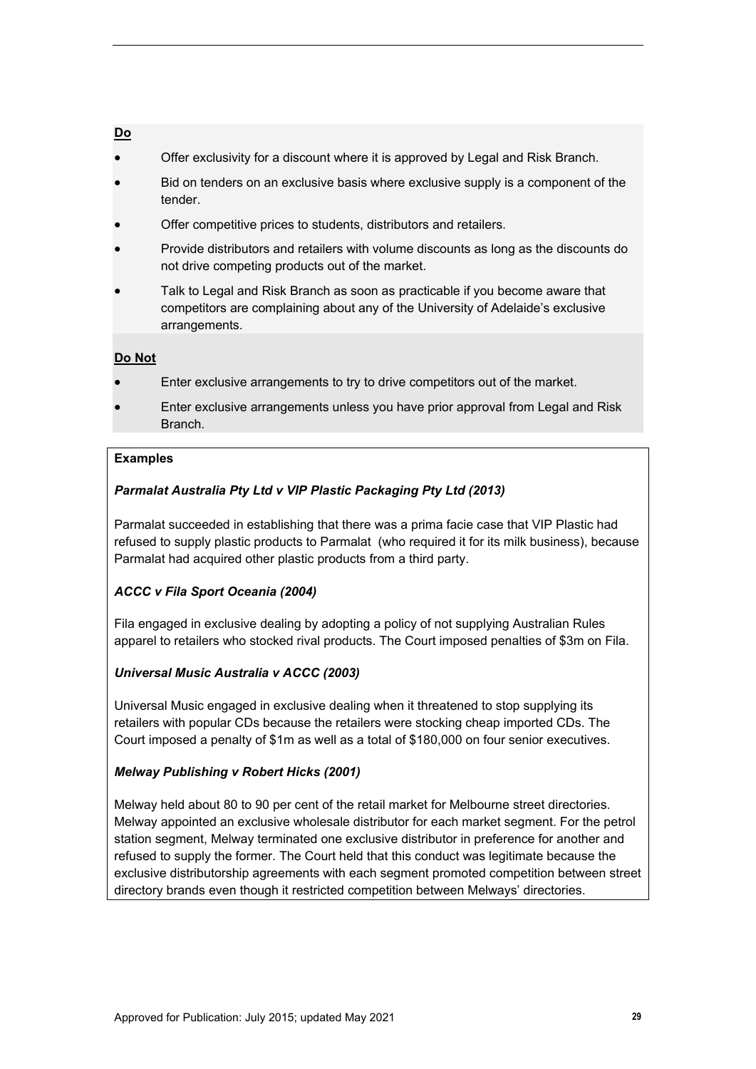**Do**

- Offer exclusivity for a discount where it is approved by Legal and Risk Branch.
- Bid on tenders on an exclusive basis where exclusive supply is a component of the tender.
- Offer competitive prices to students, distributors and retailers.
- Provide distributors and retailers with volume discounts as long as the discounts do not drive competing products out of the market.
- Talk to Legal and Risk Branch as soon as practicable if you become aware that competitors are complaining about any of the University of Adelaide's exclusive arrangements.

**Do Not**

- Enter exclusive arrangements to try to drive competitors out of the market.
- Enter exclusive arrangements unless you have prior approval from Legal and Risk Branch.

**Examples**

***Parmalat Australia Pty Ltd v VIP Plastic Packaging Pty Ltd (2013)***

Parmalat succeeded in establishing that there was a prima facie case that VIP Plastic had refused to supply plastic products to Parmalat (who required it for its milk business), because Parmalat had acquired other plastic products from a third party.

***ACCC v Fila Sport Oceania (2004)***

Fila engaged in exclusive dealing by adopting a policy of not supplying Australian Rules apparel to retailers who stocked rival products. The Court imposed penalties of $3m on Fila.

***Universal Music Australia v ACCC (2003)***

Universal Music engaged in exclusive dealing when it threatened to stop supplying its retailers with popular CDs because the retailers were stocking cheap imported CDs. The Court imposed a penalty of $1m as well as a total of $180,000 on four senior executives.

***Melway Publishing v Robert Hicks (2001)***

Melway held about 80 to 90 per cent of the retail market for Melbourne street directories. Melway appointed an exclusive wholesale distributor for each market segment. For the petrol station segment, Melway terminated one exclusive distributor in preference for another and refused to supply the former. The Court held that this conduct was legitimate because the exclusive distributorship agreements with each segment promoted competition between street directory brands even though it restricted competition between Melways' directories.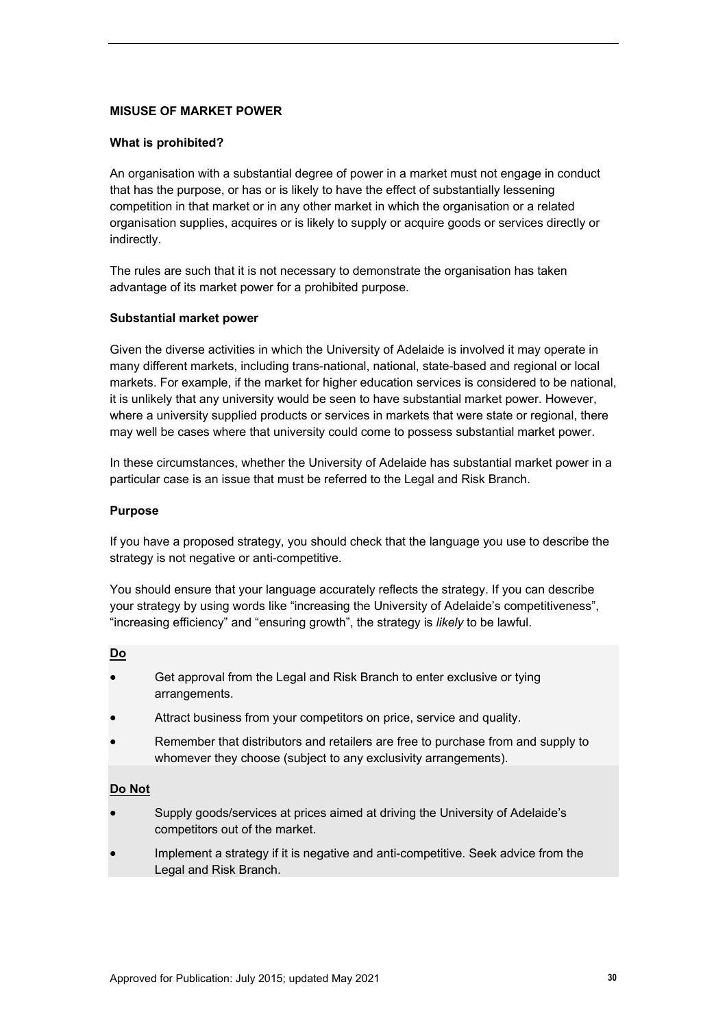## MISUSE OF MARKET POWER

### What is prohibited?

An organisation with a substantial degree of power in a market must not engage in conduct that has the purpose, or has or is likely to have the effect of substantially lessening competition in that market or in any other market in which the organisation or a related organisation supplies, acquires or is likely to supply or acquire goods or services directly or indirectly.

The rules are such that it is not necessary to demonstrate the organisation has taken advantage of its market power for a prohibited purpose.

### Substantial market power

Given the diverse activities in which the University of Adelaide is involved it may operate in many different markets, including trans-national, national, state-based and regional or local markets. For example, if the market for higher education services is considered to be national, it is unlikely that any university would be seen to have substantial market power. However, where a university supplied products or services in markets that were state or regional, there may well be cases where that university could come to possess substantial market power.

In these circumstances, whether the University of Adelaide has substantial market power in a particular case is an issue that must be referred to the Legal and Risk Branch.

### Purpose

If you have a proposed strategy, you should check that the language you use to describe the strategy is not negative or anti-competitive.

You should ensure that your language accurately reflects the strategy. If you can describe your strategy by using words like “increasing the University of Adelaide’s competitiveness”, “increasing efficiency” and “ensuring growth”, the strategy is *likely* to be lawful.

**Do**

- Get approval from the Legal and Risk Branch to enter exclusive or tying arrangements.
- Attract business from your competitors on price, service and quality.
- Remember that distributors and retailers are free to purchase from and supply to whomever they choose (subject to any exclusivity arrangements).

**Do Not**

- Supply goods/services at prices aimed at driving the University of Adelaide’s competitors out of the market.
- Implement a strategy if it is negative and anti-competitive. Seek advice from the Legal and Risk Branch.

Approved for Publication: July 2015; updated May 2021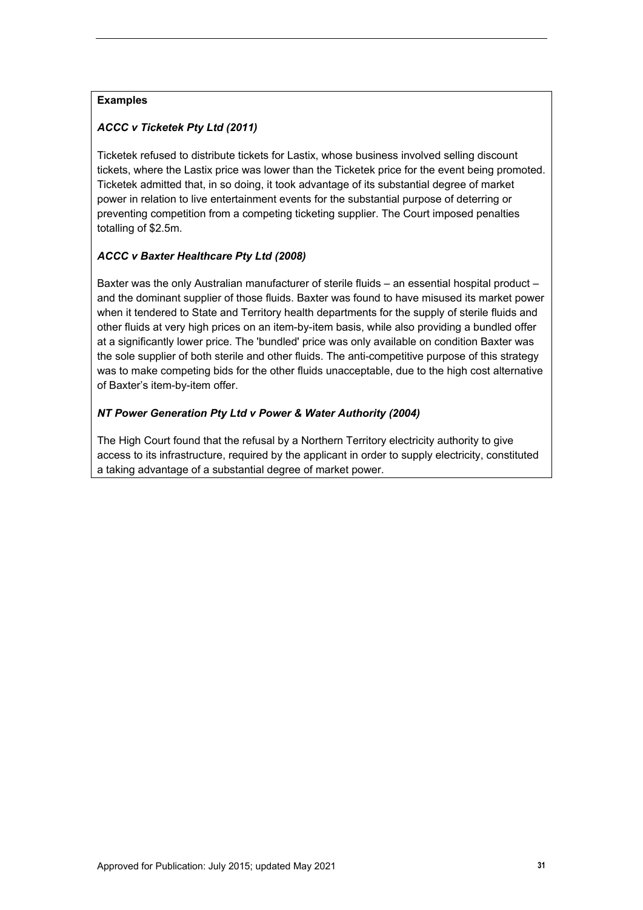**Examples**

***ACCC v Ticketek Pty Ltd (2011)***

Ticketek refused to distribute tickets for Lastix, whose business involved selling discount tickets, where the Lastix price was lower than the Ticketek price for the event being promoted. Ticketek admitted that, in so doing, it took advantage of its substantial degree of market power in relation to live entertainment events for the substantial purpose of deterring or preventing competition from a competing ticketing supplier. The Court imposed penalties totalling of $2.5m.

***ACCC v Baxter Healthcare Pty Ltd (2008)***

Baxter was the only Australian manufacturer of sterile fluids – an essential hospital product – and the dominant supplier of those fluids. Baxter was found to have misused its market power when it tendered to State and Territory health departments for the supply of sterile fluids and other fluids at very high prices on an item-by-item basis, while also providing a bundled offer at a significantly lower price. The 'bundled' price was only available on condition Baxter was the sole supplier of both sterile and other fluids. The anti-competitive purpose of this strategy was to make competing bids for the other fluids unacceptable, due to the high cost alternative of Baxter's item-by-item offer.

***NT Power Generation Pty Ltd v Power & Water Authority (2004)***

The High Court found that the refusal by a Northern Territory electricity authority to give access to its infrastructure, required by the applicant in order to supply electricity, constituted a taking advantage of a substantial degree of market power.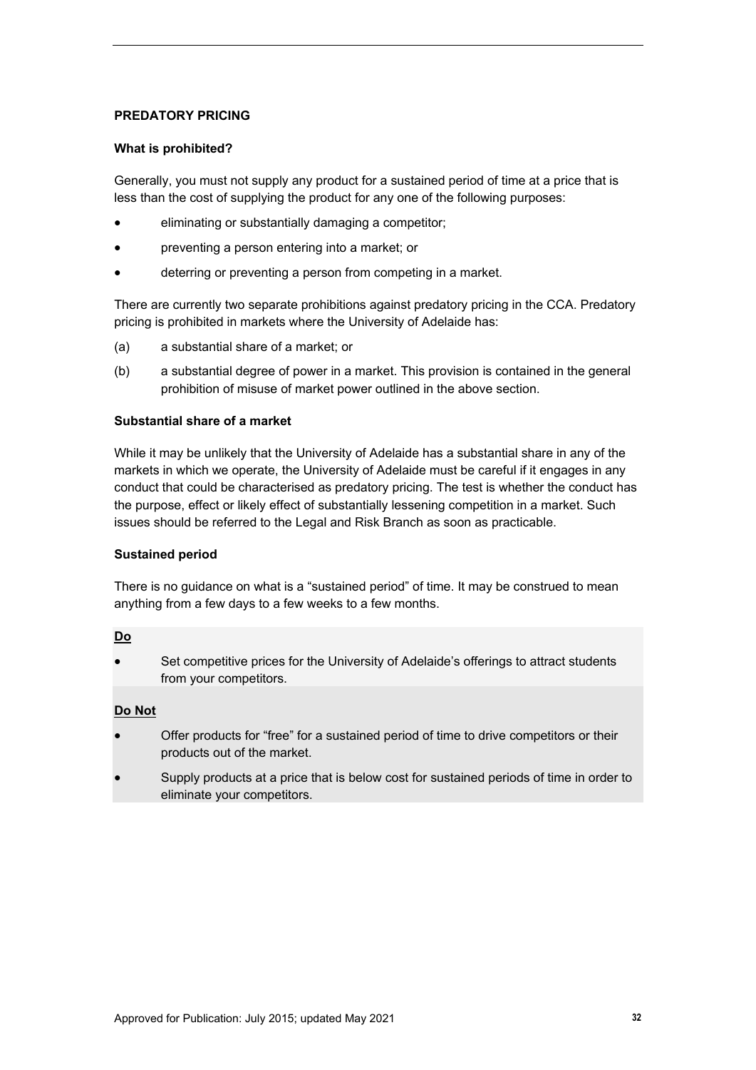## PREDATORY PRICING

### What is prohibited?

Generally, you must not supply any product for a sustained period of time at a price that is less than the cost of supplying the product for any one of the following purposes:

- eliminating or substantially damaging a competitor;
- preventing a person entering into a market; or
- deterring or preventing a person from competing in a market.

There are currently two separate prohibitions against predatory pricing in the CCA. Predatory pricing is prohibited in markets where the University of Adelaide has:

(a) a substantial share of a market; or

(b) a substantial degree of power in a market. This provision is contained in the general prohibition of misuse of market power outlined in the above section.

### Substantial share of a market

While it may be unlikely that the University of Adelaide has a substantial share in any of the markets in which we operate, the University of Adelaide must be careful if it engages in any conduct that could be characterised as predatory pricing. The test is whether the conduct has the purpose, effect or likely effect of substantially lessening competition in a market. Such issues should be referred to the Legal and Risk Branch as soon as practicable.

### Sustained period

There is no guidance on what is a "sustained period" of time. It may be construed to mean anything from a few days to a few weeks to a few months.

**<u>Do</u>**

- Set competitive prices for the University of Adelaide's offerings to attract students from your competitors.

**<u>Do Not</u>**

- Offer products for "free" for a sustained period of time to drive competitors or their products out of the market.
- Supply products at a price that is below cost for sustained periods of time in order to eliminate your competitors.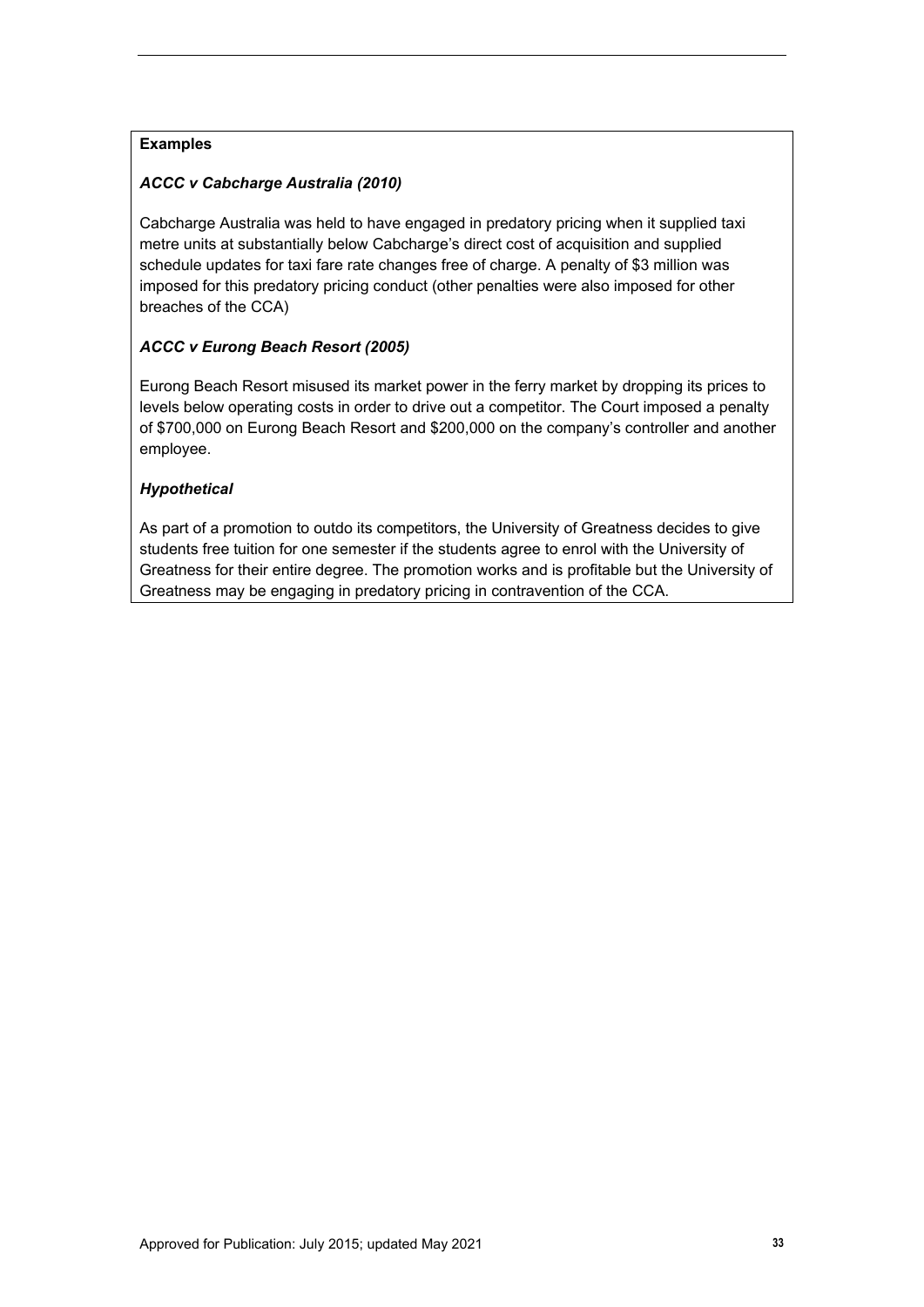**Examples**

***ACCC v Cabcharge Australia (2010)***

Cabcharge Australia was held to have engaged in predatory pricing when it supplied taxi metre units at substantially below Cabcharge's direct cost of acquisition and supplied schedule updates for taxi fare rate changes free of charge. A penalty of $3 million was imposed for this predatory pricing conduct (other penalties were also imposed for other breaches of the CCA)

***ACCC v Eurong Beach Resort (2005)***

Eurong Beach Resort misused its market power in the ferry market by dropping its prices to levels below operating costs in order to drive out a competitor. The Court imposed a penalty of $700,000 on Eurong Beach Resort and $200,000 on the company's controller and another employee.

***Hypothetical***

As part of a promotion to outdo its competitors, the University of Greatness decides to give students free tuition for one semester if the students agree to enrol with the University of Greatness for their entire degree. The promotion works and is profitable but the University of Greatness may be engaging in predatory pricing in contravention of the CCA.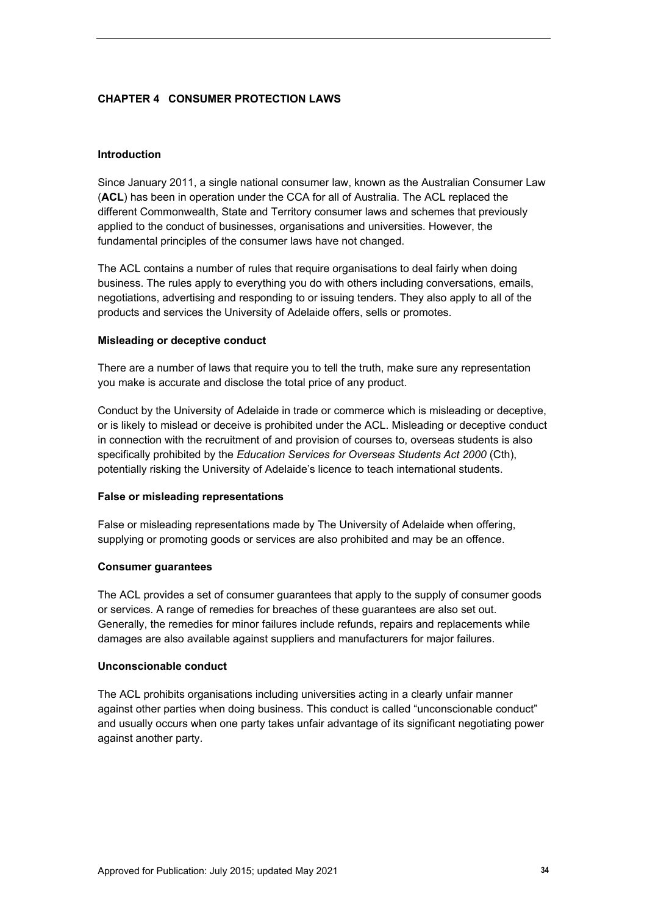## CHAPTER 4 CONSUMER PROTECTION LAWS

### Introduction

Since January 2011, a single national consumer law, known as the Australian Consumer Law (**ACL**) has been in operation under the CCA for all of Australia. The ACL replaced the different Commonwealth, State and Territory consumer laws and schemes that previously applied to the conduct of businesses, organisations and universities. However, the fundamental principles of the consumer laws have not changed.

The ACL contains a number of rules that require organisations to deal fairly when doing business. The rules apply to everything you do with others including conversations, emails, negotiations, advertising and responding to or issuing tenders. They also apply to all of the products and services the University of Adelaide offers, sells or promotes.

### Misleading or deceptive conduct

There are a number of laws that require you to tell the truth, make sure any representation you make is accurate and disclose the total price of any product.

Conduct by the University of Adelaide in trade or commerce which is misleading or deceptive, or is likely to mislead or deceive is prohibited under the ACL. Misleading or deceptive conduct in connection with the recruitment of and provision of courses to, overseas students is also specifically prohibited by the *Education Services for Overseas Students Act 2000* (Cth), potentially risking the University of Adelaide's licence to teach international students.

### False or misleading representations

False or misleading representations made by The University of Adelaide when offering, supplying or promoting goods or services are also prohibited and may be an offence.

### Consumer guarantees

The ACL provides a set of consumer guarantees that apply to the supply of consumer goods or services. A range of remedies for breaches of these guarantees are also set out. Generally, the remedies for minor failures include refunds, repairs and replacements while damages are also available against suppliers and manufacturers for major failures.

### Unconscionable conduct

The ACL prohibits organisations including universities acting in a clearly unfair manner against other parties when doing business. This conduct is called "unconscionable conduct" and usually occurs when one party takes unfair advantage of its significant negotiating power against another party.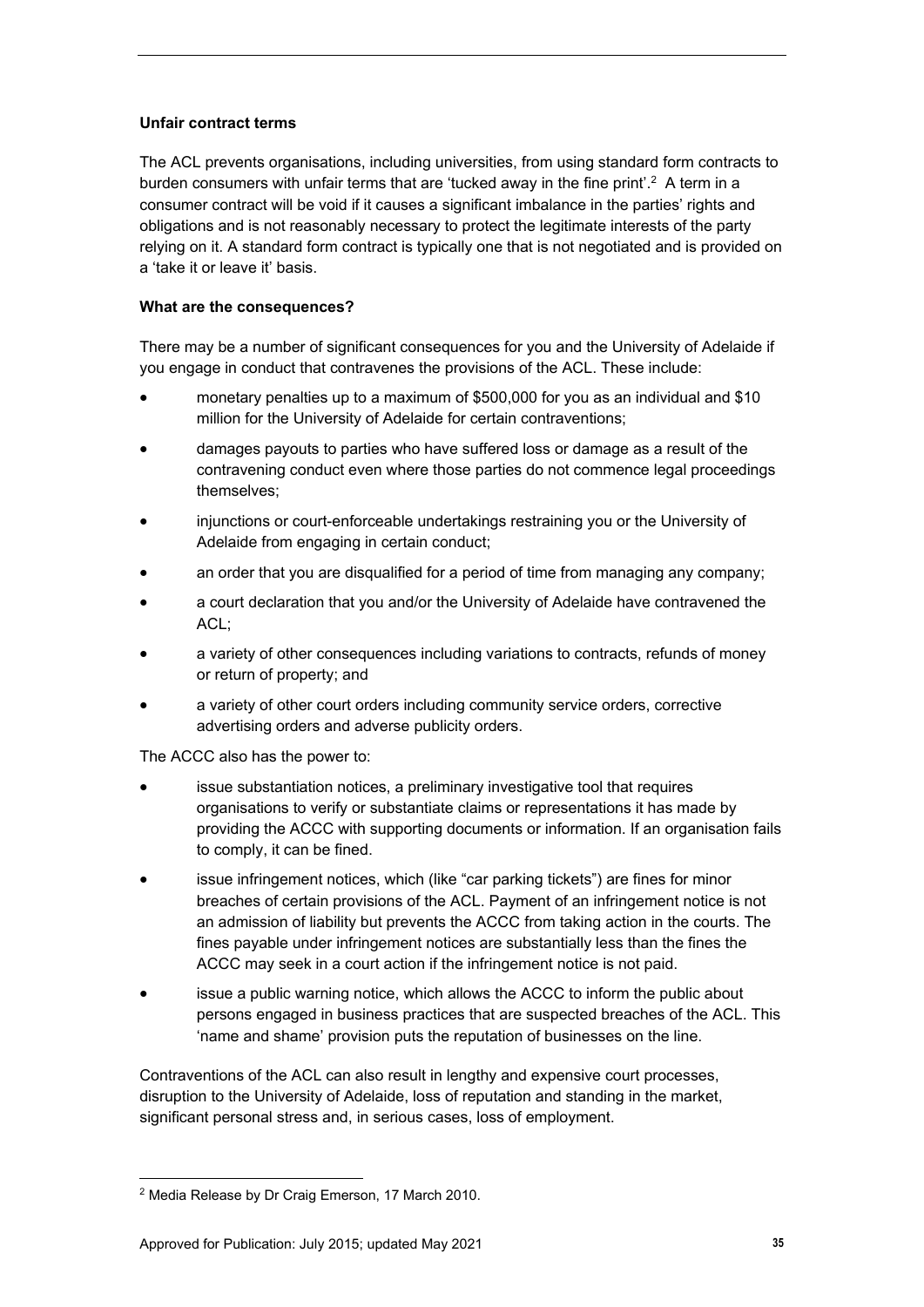**Unfair contract terms**

The ACL prevents organisations, including universities, from using standard form contracts to burden consumers with unfair terms that are 'tucked away in the fine print'.[2] A term in a consumer contract will be void if it causes a significant imbalance in the parties' rights and obligations and is not reasonably necessary to protect the legitimate interests of the party relying on it. A standard form contract is typically one that is not negotiated and is provided on a 'take it or leave it' basis.

**What are the consequences?**

There may be a number of significant consequences for you and the University of Adelaide if you engage in conduct that contravenes the provisions of the ACL. These include:

- monetary penalties up to a maximum of $500,000 for you as an individual and $10 million for the University of Adelaide for certain contraventions;
- damages payouts to parties who have suffered loss or damage as a result of the contravening conduct even where those parties do not commence legal proceedings themselves;
- injunctions or court-enforceable undertakings restraining you or the University of Adelaide from engaging in certain conduct;
- an order that you are disqualified for a period of time from managing any company;
- a court declaration that you and/or the University of Adelaide have contravened the ACL;
- a variety of other consequences including variations to contracts, refunds of money or return of property; and
- a variety of other court orders including community service orders, corrective advertising orders and adverse publicity orders.

The ACCC also has the power to:

- issue substantiation notices, a preliminary investigative tool that requires organisations to verify or substantiate claims or representations it has made by providing the ACCC with supporting documents or information. If an organisation fails to comply, it can be fined.
- issue infringement notices, which (like "car parking tickets") are fines for minor breaches of certain provisions of the ACL. Payment of an infringement notice is not an admission of liability but prevents the ACCC from taking action in the courts. The fines payable under infringement notices are substantially less than the fines the ACCC may seek in a court action if the infringement notice is not paid.
- issue a public warning notice, which allows the ACCC to inform the public about persons engaged in business practices that are suspected breaches of the ACL. This 'name and shame' provision puts the reputation of businesses on the line.

Contraventions of the ACL can also result in lengthy and expensive court processes, disruption to the University of Adelaide, loss of reputation and standing in the market, significant personal stress and, in serious cases, loss of employment.

---

[2] Media Release by Dr Craig Emerson, 17 March 2010.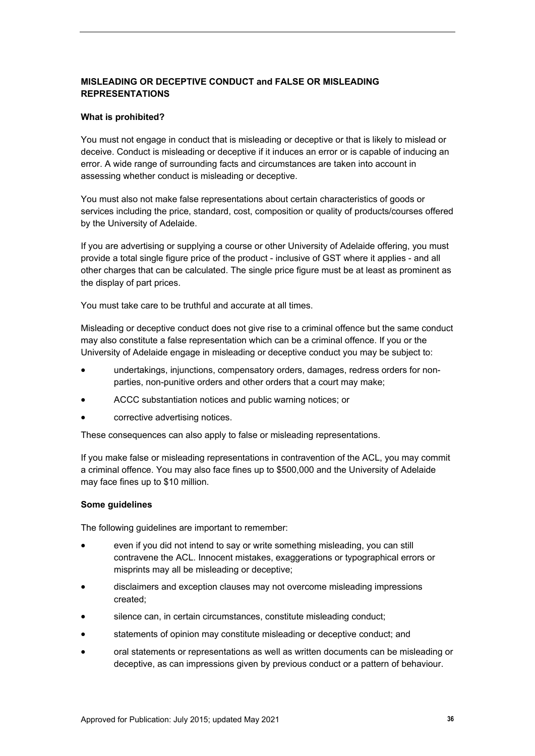**MISLEADING OR DECEPTIVE CONDUCT and FALSE OR MISLEADING REPRESENTATIONS**

**What is prohibited?**

You must not engage in conduct that is misleading or deceptive or that is likely to mislead or deceive. Conduct is misleading or deceptive if it induces an error or is capable of inducing an error. A wide range of surrounding facts and circumstances are taken into account in assessing whether conduct is misleading or deceptive.

You must also not make false representations about certain characteristics of goods or services including the price, standard, cost, composition or quality of products/courses offered by the University of Adelaide.

If you are advertising or supplying a course or other University of Adelaide offering, you must provide a total single figure price of the product - inclusive of GST where it applies - and all other charges that can be calculated. The single price figure must be at least as prominent as the display of part prices.

You must take care to be truthful and accurate at all times.

Misleading or deceptive conduct does not give rise to a criminal offence but the same conduct may also constitute a false representation which can be a criminal offence. If you or the University of Adelaide engage in misleading or deceptive conduct you may be subject to:

- undertakings, injunctions, compensatory orders, damages, redress orders for non-parties, non-punitive orders and other orders that a court may make;
- ACCC substantiation notices and public warning notices; or
- corrective advertising notices.

These consequences can also apply to false or misleading representations.

If you make false or misleading representations in contravention of the ACL, you may commit a criminal offence. You may also face fines up to $500,000 and the University of Adelaide may face fines up to $10 million.

**Some guidelines**

The following guidelines are important to remember:

- even if you did not intend to say or write something misleading, you can still contravene the ACL. Innocent mistakes, exaggerations or typographical errors or misprints may all be misleading or deceptive;
- disclaimers and exception clauses may not overcome misleading impressions created;
- silence can, in certain circumstances, constitute misleading conduct;
- statements of opinion may constitute misleading or deceptive conduct; and
- oral statements or representations as well as written documents can be misleading or deceptive, as can impressions given by previous conduct or a pattern of behaviour.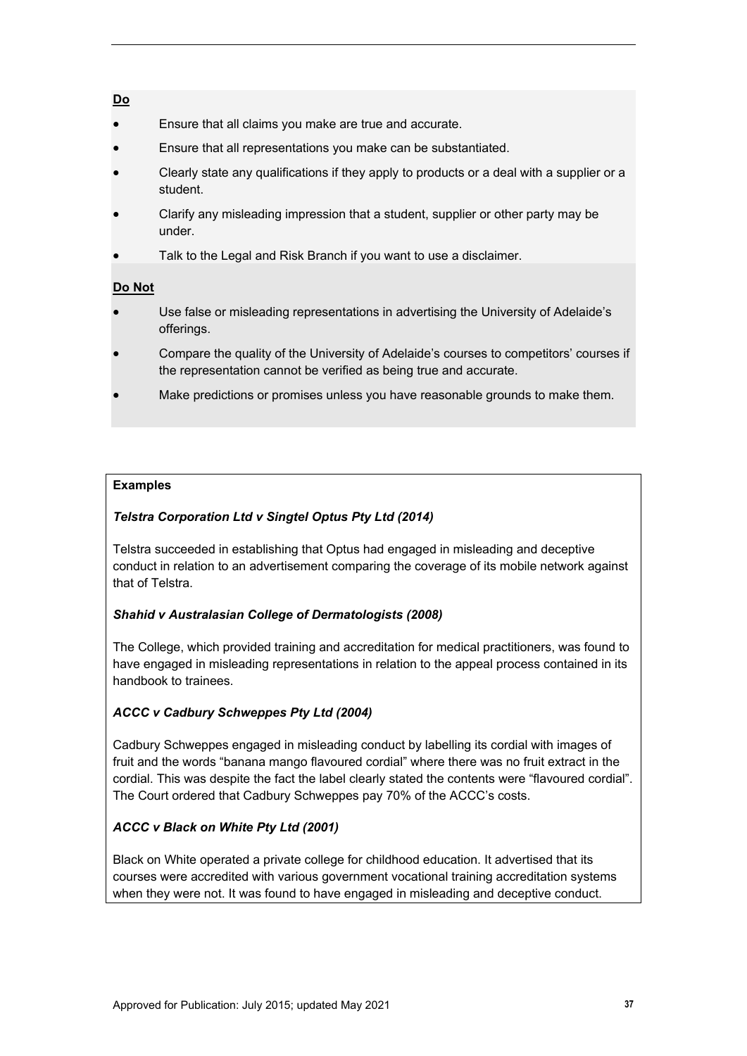**Do**

- Ensure that all claims you make are true and accurate.
- Ensure that all representations you make can be substantiated.
- Clearly state any qualifications if they apply to products or a deal with a supplier or a student.
- Clarify any misleading impression that a student, supplier or other party may be under.
- Talk to the Legal and Risk Branch if you want to use a disclaimer.

**Do Not**

- Use false or misleading representations in advertising the University of Adelaide's offerings.
- Compare the quality of the University of Adelaide's courses to competitors' courses if the representation cannot be verified as being true and accurate.
- Make predictions or promises unless you have reasonable grounds to make them.

**Examples**

***Telstra Corporation Ltd v Singtel Optus Pty Ltd (2014)***

Telstra succeeded in establishing that Optus had engaged in misleading and deceptive conduct in relation to an advertisement comparing the coverage of its mobile network against that of Telstra.

***Shahid v Australasian College of Dermatologists (2008)***

The College, which provided training and accreditation for medical practitioners, was found to have engaged in misleading representations in relation to the appeal process contained in its handbook to trainees.

***ACCC v Cadbury Schweppes Pty Ltd (2004)***

Cadbury Schweppes engaged in misleading conduct by labelling its cordial with images of fruit and the words "banana mango flavoured cordial" where there was no fruit extract in the cordial. This was despite the fact the label clearly stated the contents were "flavoured cordial". The Court ordered that Cadbury Schweppes pay 70% of the ACCC's costs.

***ACCC v Black on White Pty Ltd (2001)***

Black on White operated a private college for childhood education. It advertised that its courses were accredited with various government vocational training accreditation systems when they were not. It was found to have engaged in misleading and deceptive conduct.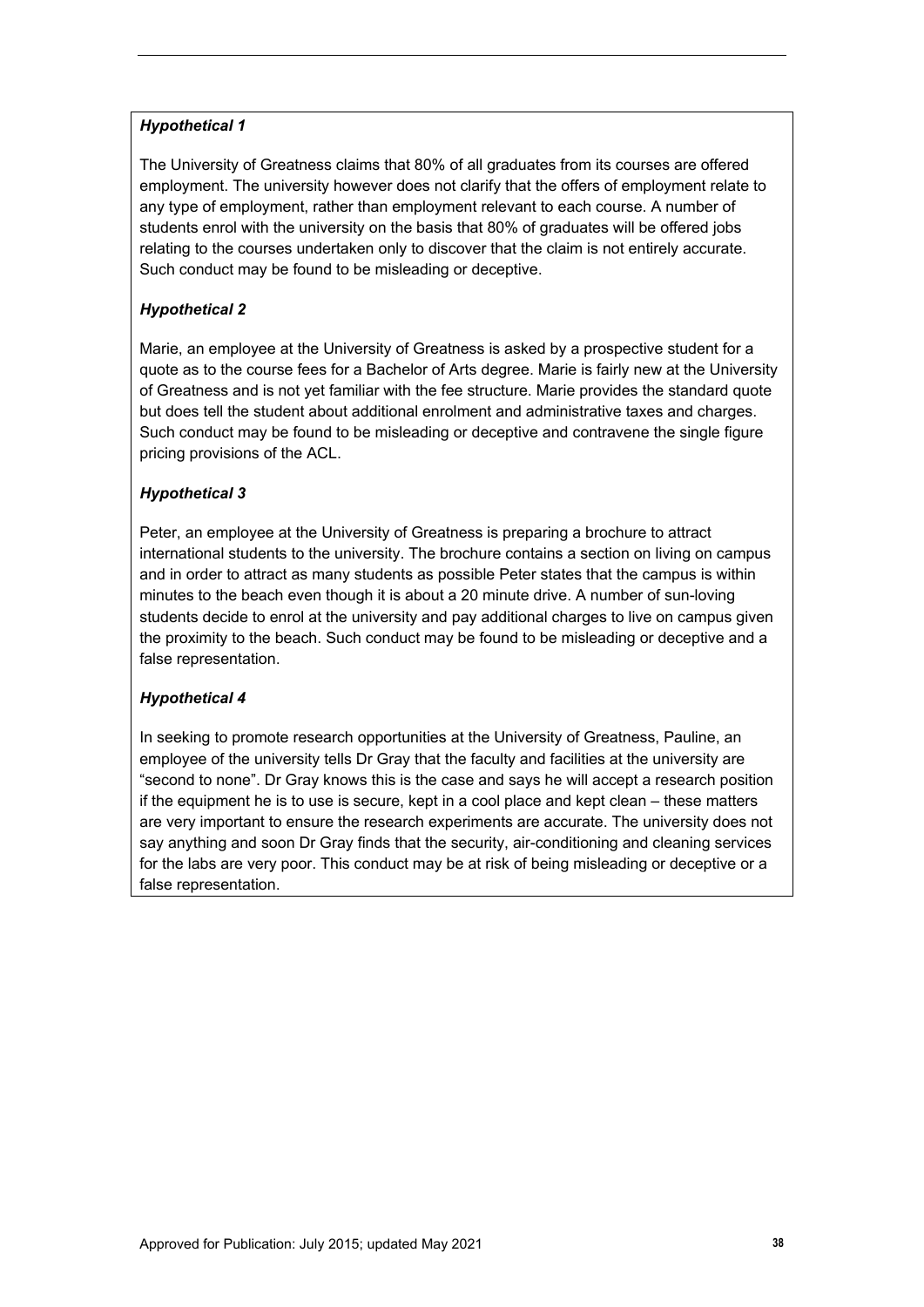***Hypothetical 1***

The University of Greatness claims that 80% of all graduates from its courses are offered employment. The university however does not clarify that the offers of employment relate to any type of employment, rather than employment relevant to each course. A number of students enrol with the university on the basis that 80% of graduates will be offered jobs relating to the courses undertaken only to discover that the claim is not entirely accurate. Such conduct may be found to be misleading or deceptive.

***Hypothetical 2***

Marie, an employee at the University of Greatness is asked by a prospective student for a quote as to the course fees for a Bachelor of Arts degree. Marie is fairly new at the University of Greatness and is not yet familiar with the fee structure. Marie provides the standard quote but does tell the student about additional enrolment and administrative taxes and charges. Such conduct may be found to be misleading or deceptive and contravene the single figure pricing provisions of the ACL.

***Hypothetical 3***

Peter, an employee at the University of Greatness is preparing a brochure to attract international students to the university. The brochure contains a section on living on campus and in order to attract as many students as possible Peter states that the campus is within minutes to the beach even though it is about a 20 minute drive. A number of sun-loving students decide to enrol at the university and pay additional charges to live on campus given the proximity to the beach. Such conduct may be found to be misleading or deceptive and a false representation.

***Hypothetical 4***

In seeking to promote research opportunities at the University of Greatness, Pauline, an employee of the university tells Dr Gray that the faculty and facilities at the university are "second to none". Dr Gray knows this is the case and says he will accept a research position if the equipment he is to use is secure, kept in a cool place and kept clean – these matters are very important to ensure the research experiments are accurate. The university does not say anything and soon Dr Gray finds that the security, air-conditioning and cleaning services for the labs are very poor. This conduct may be at risk of being misleading or deceptive or a false representation.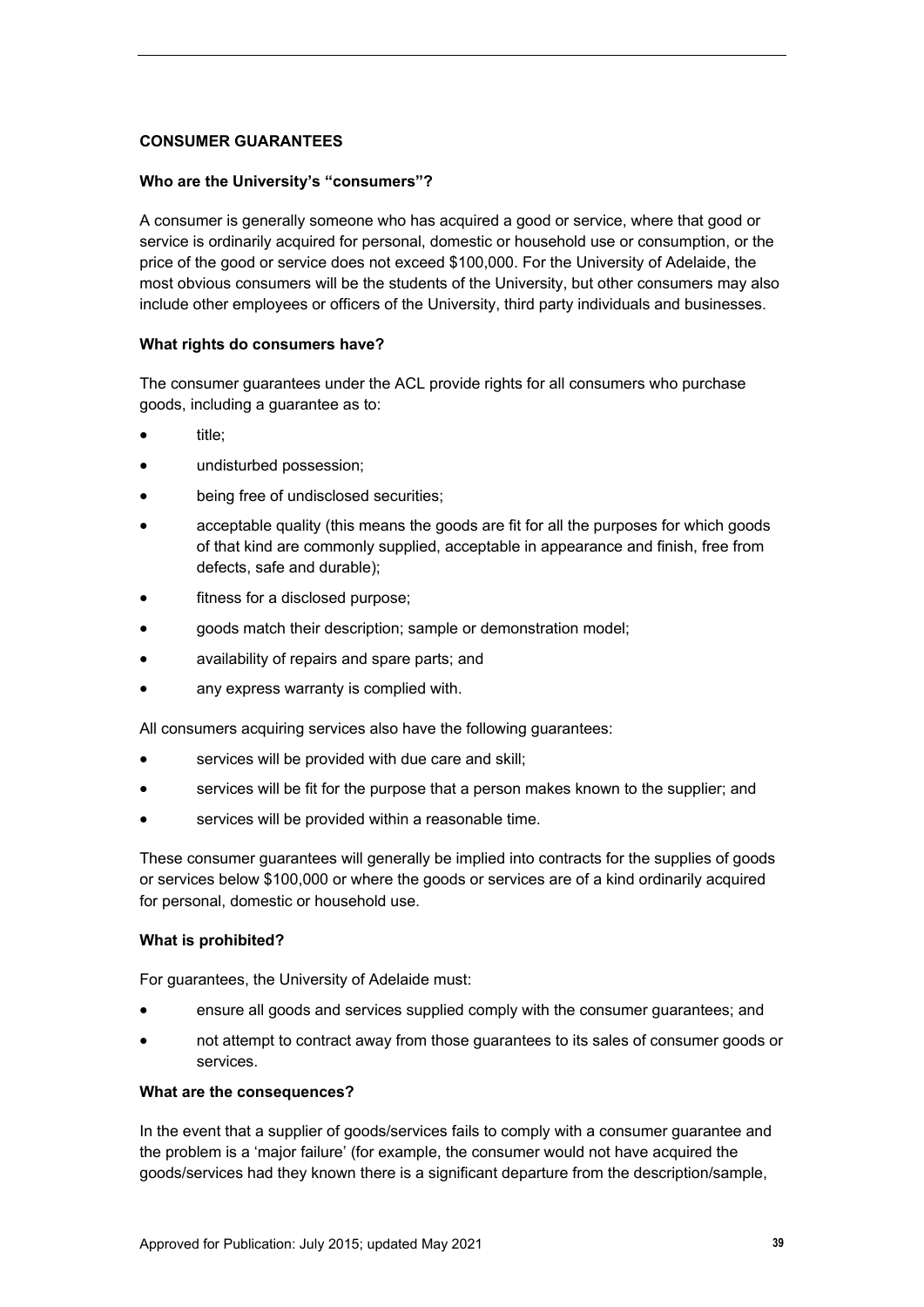**CONSUMER GUARANTEES**

**Who are the University's "consumers"?**

A consumer is generally someone who has acquired a good or service, where that good or service is ordinarily acquired for personal, domestic or household use or consumption, or the price of the good or service does not exceed $100,000. For the University of Adelaide, the most obvious consumers will be the students of the University, but other consumers may also include other employees or officers of the University, third party individuals and businesses.

**What rights do consumers have?**

The consumer guarantees under the ACL provide rights for all consumers who purchase goods, including a guarantee as to:

- title;
- undisturbed possession;
- being free of undisclosed securities;
- acceptable quality (this means the goods are fit for all the purposes for which goods of that kind are commonly supplied, acceptable in appearance and finish, free from defects, safe and durable);
- fitness for a disclosed purpose;
- goods match their description; sample or demonstration model;
- availability of repairs and spare parts; and
- any express warranty is complied with.

All consumers acquiring services also have the following guarantees:

- services will be provided with due care and skill;
- services will be fit for the purpose that a person makes known to the supplier; and
- services will be provided within a reasonable time.

These consumer guarantees will generally be implied into contracts for the supplies of goods or services below $100,000 or where the goods or services are of a kind ordinarily acquired for personal, domestic or household use.

**What is prohibited?**

For guarantees, the University of Adelaide must:

- ensure all goods and services supplied comply with the consumer guarantees; and
- not attempt to contract away from those guarantees to its sales of consumer goods or services.

**What are the consequences?**

In the event that a supplier of goods/services fails to comply with a consumer guarantee and the problem is a 'major failure' (for example, the consumer would not have acquired the goods/services had they known there is a significant departure from the description/sample,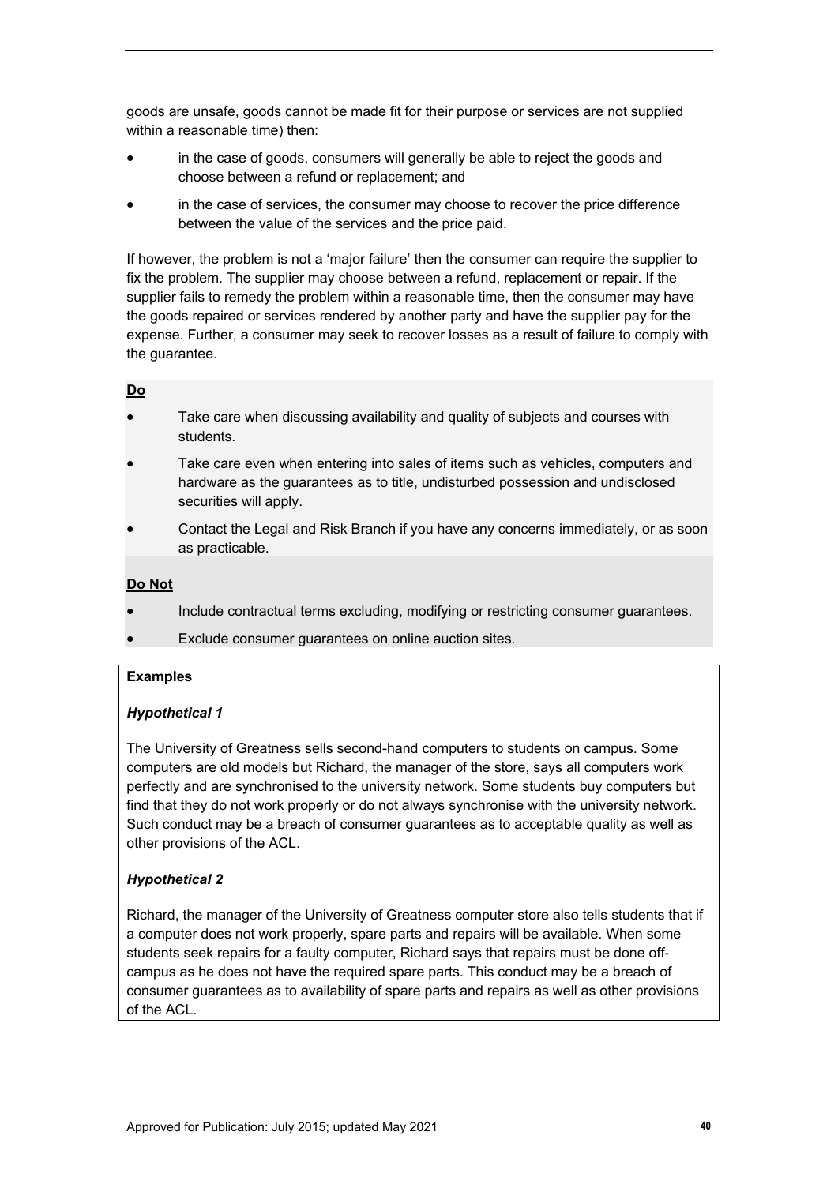goods are unsafe, goods cannot be made fit for their purpose or services are not supplied within a reasonable time) then:

- in the case of goods, consumers will generally be able to reject the goods and choose between a refund or replacement; and
- in the case of services, the consumer may choose to recover the price difference between the value of the services and the price paid.

If however, the problem is not a 'major failure' then the consumer can require the supplier to fix the problem. The supplier may choose between a refund, replacement or repair. If the supplier fails to remedy the problem within a reasonable time, then the consumer may have the goods repaired or services rendered by another party and have the supplier pay for the expense. Further, a consumer may seek to recover losses as a result of failure to comply with the guarantee.

**Do**

- Take care when discussing availability and quality of subjects and courses with students.
- Take care even when entering into sales of items such as vehicles, computers and hardware as the guarantees as to title, undisturbed possession and undisclosed securities will apply.
- Contact the Legal and Risk Branch if you have any concerns immediately, or as soon as practicable.

**Do Not**

- Include contractual terms excluding, modifying or restricting consumer guarantees.
- Exclude consumer guarantees on online auction sites.

**Examples**

***Hypothetical 1***

The University of Greatness sells second-hand computers to students on campus. Some computers are old models but Richard, the manager of the store, says all computers work perfectly and are synchronised to the university network. Some students buy computers but find that they do not work properly or do not always synchronise with the university network. Such conduct may be a breach of consumer guarantees as to acceptable quality as well as other provisions of the ACL.

***Hypothetical 2***

Richard, the manager of the University of Greatness computer store also tells students that if a computer does not work properly, spare parts and repairs will be available. When some students seek repairs for a faulty computer, Richard says that repairs must be done off-campus as he does not have the required spare parts. This conduct may be a breach of consumer guarantees as to availability of spare parts and repairs as well as other provisions of the ACL.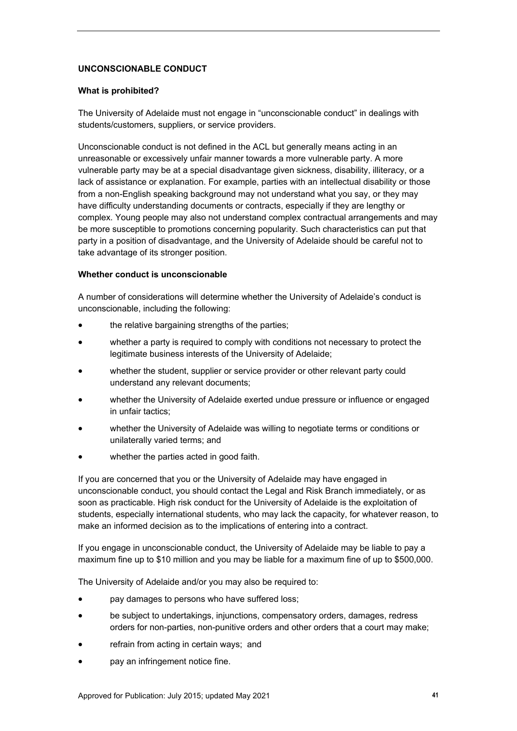## UNCONSCIONABLE CONDUCT

### What is prohibited?

The University of Adelaide must not engage in "unconscionable conduct" in dealings with students/customers, suppliers, or service providers.

Unconscionable conduct is not defined in the ACL but generally means acting in an unreasonable or excessively unfair manner towards a more vulnerable party. A more vulnerable party may be at a special disadvantage given sickness, disability, illiteracy, or a lack of assistance or explanation. For example, parties with an intellectual disability or those from a non-English speaking background may not understand what you say, or they may have difficulty understanding documents or contracts, especially if they are lengthy or complex. Young people may also not understand complex contractual arrangements and may be more susceptible to promotions concerning popularity. Such characteristics can put that party in a position of disadvantage, and the University of Adelaide should be careful not to take advantage of its stronger position.

### Whether conduct is unconscionable

A number of considerations will determine whether the University of Adelaide's conduct is unconscionable, including the following:

- the relative bargaining strengths of the parties;
- whether a party is required to comply with conditions not necessary to protect the legitimate business interests of the University of Adelaide;
- whether the student, supplier or service provider or other relevant party could understand any relevant documents;
- whether the University of Adelaide exerted undue pressure or influence or engaged in unfair tactics;
- whether the University of Adelaide was willing to negotiate terms or conditions or unilaterally varied terms; and
- whether the parties acted in good faith.

If you are concerned that you or the University of Adelaide may have engaged in unconscionable conduct, you should contact the Legal and Risk Branch immediately, or as soon as practicable. High risk conduct for the University of Adelaide is the exploitation of students, especially international students, who may lack the capacity, for whatever reason, to make an informed decision as to the implications of entering into a contract.

If you engage in unconscionable conduct, the University of Adelaide may be liable to pay a maximum fine up to $10 million and you may be liable for a maximum fine of up to $500,000.

The University of Adelaide and/or you may also be required to:

- pay damages to persons who have suffered loss;
- be subject to undertakings, injunctions, compensatory orders, damages, redress orders for non-parties, non-punitive orders and other orders that a court may make;
- refrain from acting in certain ways; and
- pay an infringement notice fine.

Approved for Publication: July 2015; updated May 2021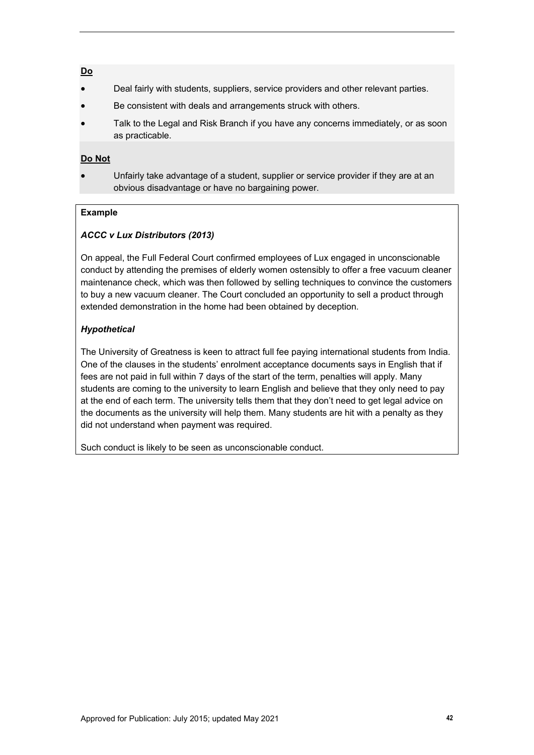**<u>Do</u>**

- Deal fairly with students, suppliers, service providers and other relevant parties.
- Be consistent with deals and arrangements struck with others.
- Talk to the Legal and Risk Branch if you have any concerns immediately, or as soon as practicable.

**<u>Do Not</u>**

- Unfairly take advantage of a student, supplier or service provider if they are at an obvious disadvantage or have no bargaining power.

**Example**

***ACCC v Lux Distributors (2013)***

On appeal, the Full Federal Court confirmed employees of Lux engaged in unconscionable conduct by attending the premises of elderly women ostensibly to offer a free vacuum cleaner maintenance check, which was then followed by selling techniques to convince the customers to buy a new vacuum cleaner. The Court concluded an opportunity to sell a product through extended demonstration in the home had been obtained by deception.

***Hypothetical***

The University of Greatness is keen to attract full fee paying international students from India. One of the clauses in the students' enrolment acceptance documents says in English that if fees are not paid in full within 7 days of the start of the term, penalties will apply. Many students are coming to the university to learn English and believe that they only need to pay at the end of each term. The university tells them that they don't need to get legal advice on the documents as the university will help them. Many students are hit with a penalty as they did not understand when payment was required.

Such conduct is likely to be seen as unconscionable conduct.

Approved for Publication: July 2015; updated May 2021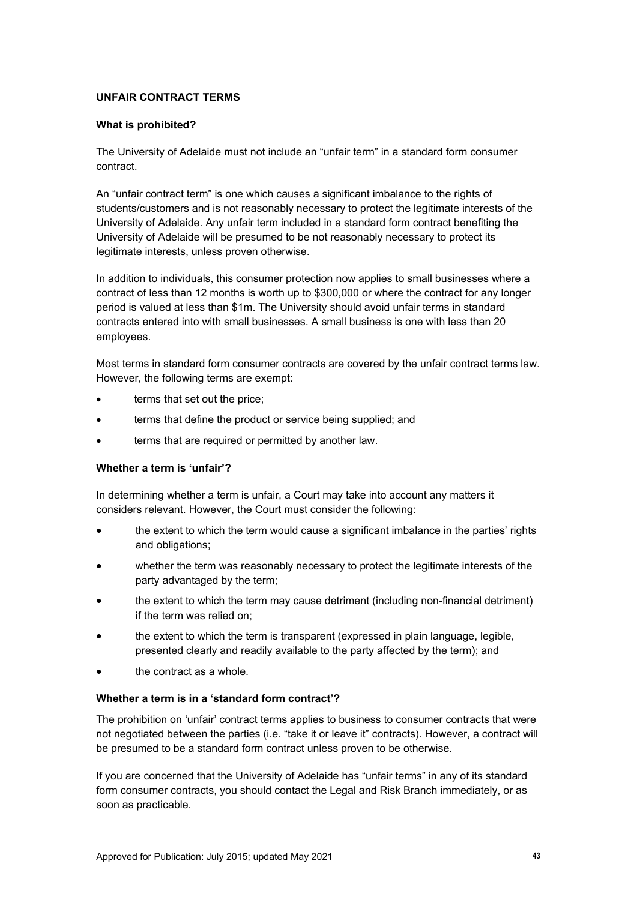**UNFAIR CONTRACT TERMS**

**What is prohibited?**

The University of Adelaide must not include an "unfair term" in a standard form consumer contract.

An "unfair contract term" is one which causes a significant imbalance to the rights of students/customers and is not reasonably necessary to protect the legitimate interests of the University of Adelaide. Any unfair term included in a standard form contract benefiting the University of Adelaide will be presumed to be not reasonably necessary to protect its legitimate interests, unless proven otherwise.

In addition to individuals, this consumer protection now applies to small businesses where a contract of less than 12 months is worth up to $300,000 or where the contract for any longer period is valued at less than $1m. The University should avoid unfair terms in standard contracts entered into with small businesses. A small business is one with less than 20 employees.

Most terms in standard form consumer contracts are covered by the unfair contract terms law. However, the following terms are exempt:

- terms that set out the price;
- terms that define the product or service being supplied; and
- terms that are required or permitted by another law.

**Whether a term is 'unfair'?**

In determining whether a term is unfair, a Court may take into account any matters it considers relevant. However, the Court must consider the following:

- the extent to which the term would cause a significant imbalance in the parties' rights and obligations;
- whether the term was reasonably necessary to protect the legitimate interests of the party advantaged by the term;
- the extent to which the term may cause detriment (including non-financial detriment) if the term was relied on;
- the extent to which the term is transparent (expressed in plain language, legible, presented clearly and readily available to the party affected by the term); and
- the contract as a whole.

**Whether a term is in a 'standard form contract'?**

The prohibition on 'unfair' contract terms applies to business to consumer contracts that were not negotiated between the parties (i.e. "take it or leave it" contracts). However, a contract will be presumed to be a standard form contract unless proven to be otherwise.

If you are concerned that the University of Adelaide has "unfair terms" in any of its standard form consumer contracts, you should contact the Legal and Risk Branch immediately, or as soon as practicable.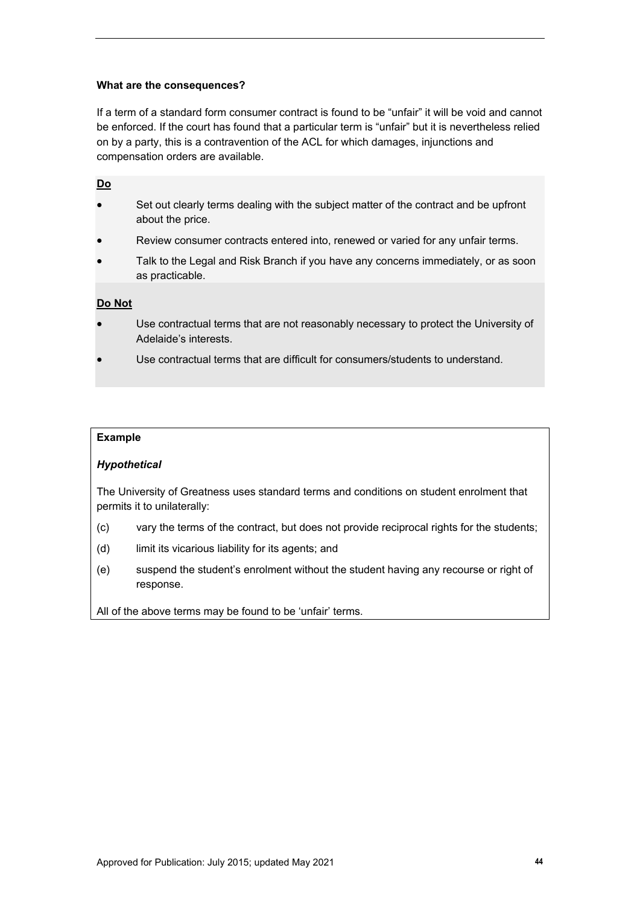**What are the consequences?**

If a term of a standard form consumer contract is found to be "unfair" it will be void and cannot be enforced. If the court has found that a particular term is "unfair" but it is nevertheless relied on by a party, this is a contravention of the ACL for which damages, injunctions and compensation orders are available.

**<u>Do</u>**

- Set out clearly terms dealing with the subject matter of the contract and be upfront about the price.
- Review consumer contracts entered into, renewed or varied for any unfair terms.
- Talk to the Legal and Risk Branch if you have any concerns immediately, or as soon as practicable.

**<u>Do Not</u>**

- Use contractual terms that are not reasonably necessary to protect the University of Adelaide's interests.
- Use contractual terms that are difficult for consumers/students to understand.

**Example**

***Hypothetical***

The University of Greatness uses standard terms and conditions on student enrolment that permits it to unilaterally:

(c) vary the terms of the contract, but does not provide reciprocal rights for the students;

(d) limit its vicarious liability for its agents; and

(e) suspend the student's enrolment without the student having any recourse or right of response.

All of the above terms may be found to be 'unfair' terms.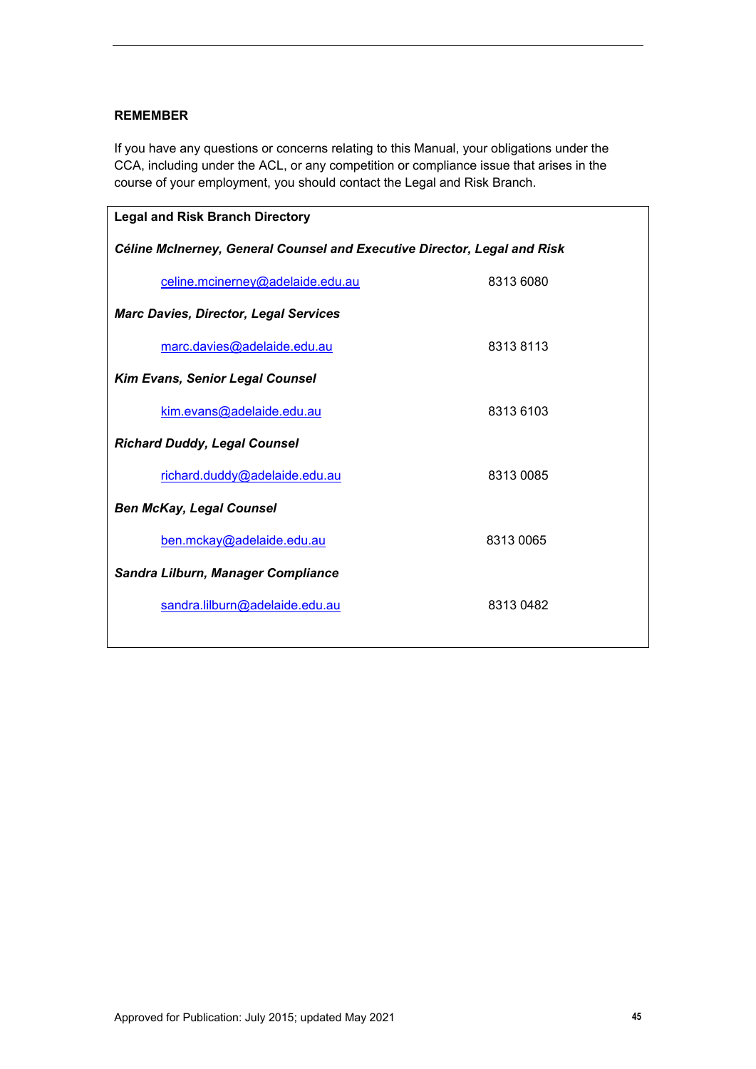**REMEMBER**

If you have any questions or concerns relating to this Manual, your obligations under the CCA, including under the ACL, or any competition or compliance issue that arises in the course of your employment, you should contact the Legal and Risk Branch.

**Legal and Risk Branch Directory**

***Céline McInerney, General Counsel and Executive Director, Legal and Risk***

| | |
|---|---|
| celine.mcinerney@adelaide.edu.au | 8313 6080 |

***Marc Davies, Director, Legal Services***

| | |
|---|---|
| marc.davies@adelaide.edu.au | 8313 8113 |

***Kim Evans, Senior Legal Counsel***

| | |
|---|---|
| kim.evans@adelaide.edu.au | 8313 6103 |

***Richard Duddy, Legal Counsel***

| | |
|---|---|
| richard.duddy@adelaide.edu.au | 8313 0085 |

***Ben McKay, Legal Counsel***

| | |
|---|---|
| ben.mckay@adelaide.edu.au | 8313 0065 |

***Sandra Lilburn, Manager Compliance***

| | |
|---|---|
| sandra.lilburn@adelaide.edu.au | 8313 0482 |

Approved for Publication: July 2015; updated May 2021